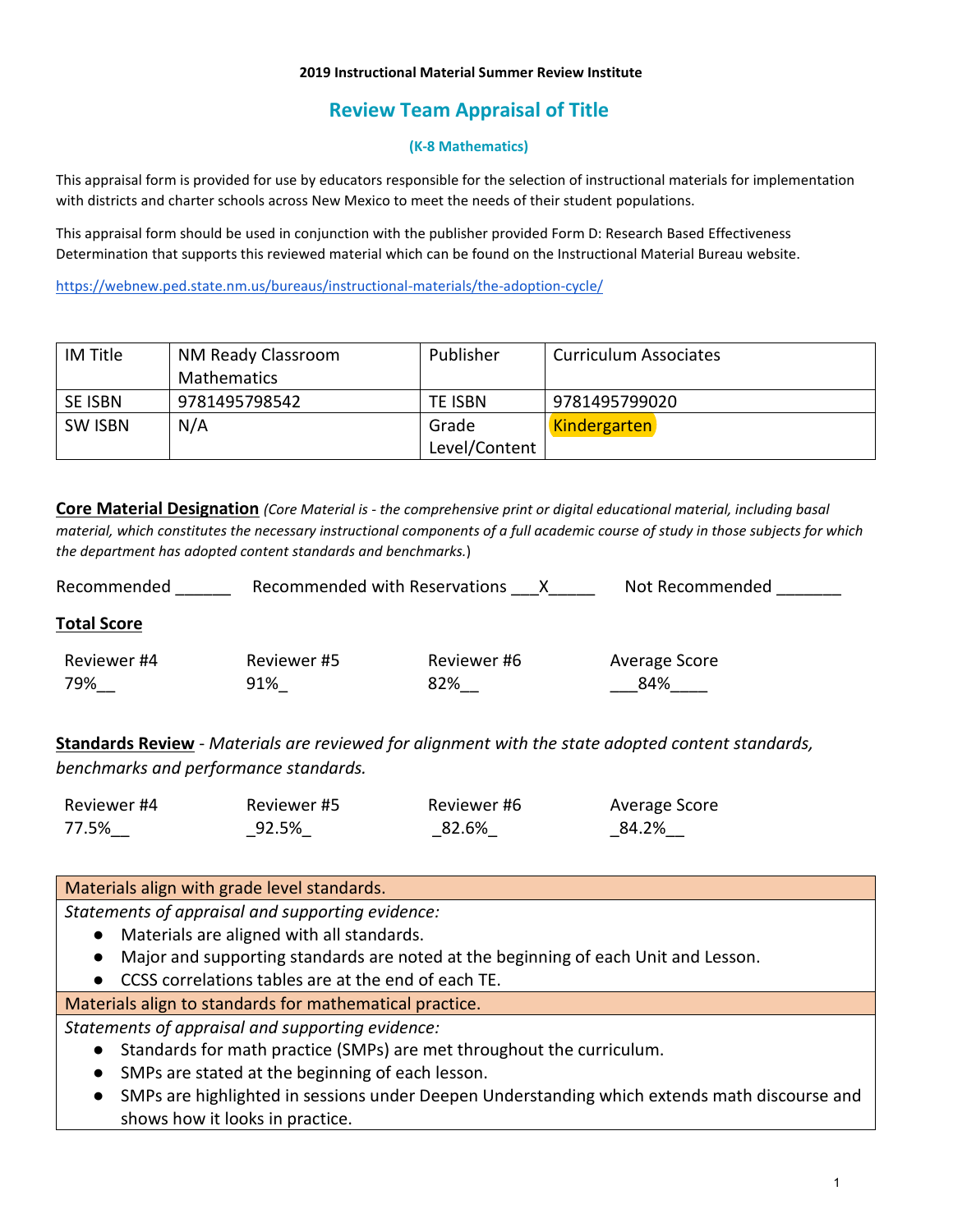**2019 Instructional Material Summer Review Institute**

# Review Team Appraisal of Title

### (K-8 Mathematics)

This appraisal form is provided for use by educators responsible for the selection of instructional materials for implementation with districts and charter schools across New Mexico to meet the needs of their student populations.

This appraisal form should be used in conjunction with the publisher provided Form D: Research Based Effectiveness Determination that supports this reviewed material which can be found on the Instructional Material Bureau website.

https://webnew.ped.state.nm.us/bureaus/instructional-materials/the-adoption-cycle/

| IM Title | NM Ready Classroom Mathematics | Publisher | Curriculum Associates |
|---|---|---|---|
| SE ISBN | 9781495798542 | TE ISBN | 9781495799020 |
| SW ISBN | N/A | Grade Level/Content | Kindergarten |

**Core Material Designation** *(Core Material is - the comprehensive print or digital educational material, including basal material, which constitutes the necessary instructional components of a full academic course of study in those subjects for which the department has adopted content standards and benchmarks.*)

Recommended ______ Recommended with Reservations ___X_____ Not Recommended _______

**Total Score**

| Reviewer #4 | Reviewer #5 | Reviewer #6 | Average Score |
|---|---|---|---|
| 79%__ | 91%_ | 82%__ | ___84%____ |

**Standards Review** - *Materials are reviewed for alignment with the state adopted content standards, benchmarks and performance standards.*

| Reviewer #4 | Reviewer #5 | Reviewer #6 | Average Score |
|---|---|---|---|
| 77.5%__ | _92.5%_ | _82.6%_ | _84.2%__ |

| Materials align with grade level standards. |
|---|
| *Statements of appraisal and supporting evidence:*<br>● Materials are aligned with all standards.<br>● Major and supporting standards are noted at the beginning of each Unit and Lesson.<br>● CCSS correlations tables are at the end of each TE. |
| **Materials align to standards for mathematical practice.** |
| *Statements of appraisal and supporting evidence:*<br>● Standards for math practice (SMPs) are met throughout the curriculum.<br>● SMPs are stated at the beginning of each lesson.<br>● SMPs are highlighted in sessions under Deepen Understanding which extends math discourse and shows how it looks in practice. |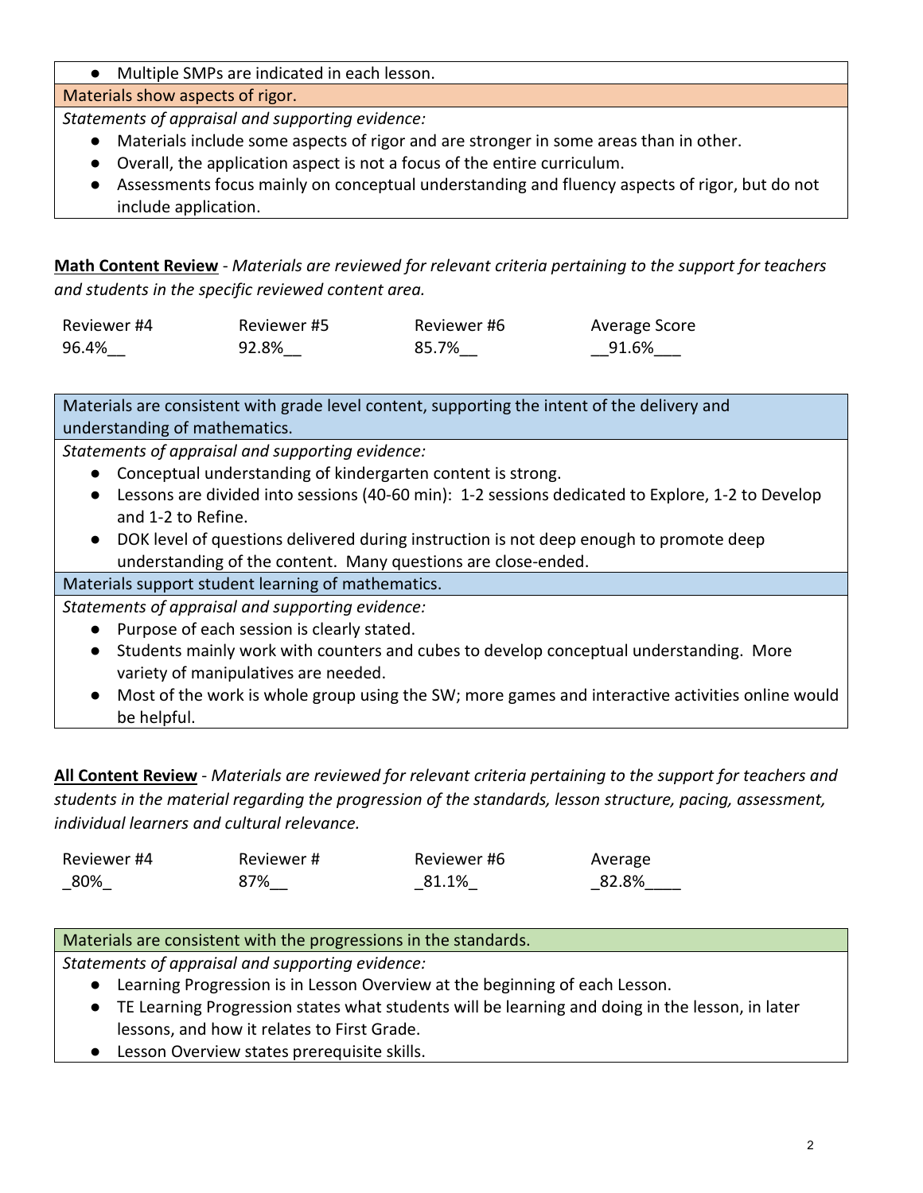- Multiple SMPs are indicated in each lesson.

Materials show aspects of rigor.

*Statements of appraisal and supporting evidence:*

- Materials include some aspects of rigor and are stronger in some areas than in other.
- Overall, the application aspect is not a focus of the entire curriculum.
- Assessments focus mainly on conceptual understanding and fluency aspects of rigor, but do not include application.

**Math Content Review** - *Materials are reviewed for relevant criteria pertaining to the support for teachers and students in the specific reviewed content area.*

| Reviewer #4 | Reviewer #5 | Reviewer #6 | Average Score |
|---|---|---|---|
| 96.4%__ | 92.8%__ | 85.7%__ | __91.6%___ |

Materials are consistent with grade level content, supporting the intent of the delivery and understanding of mathematics.

*Statements of appraisal and supporting evidence:*

- Conceptual understanding of kindergarten content is strong.
- Lessons are divided into sessions (40-60 min): 1-2 sessions dedicated to Explore, 1-2 to Develop and 1-2 to Refine.
- DOK level of questions delivered during instruction is not deep enough to promote deep understanding of the content. Many questions are close-ended.

Materials support student learning of mathematics.

*Statements of appraisal and supporting evidence:*

- Purpose of each session is clearly stated.
- Students mainly work with counters and cubes to develop conceptual understanding. More variety of manipulatives are needed.
- Most of the work is whole group using the SW; more games and interactive activities online would be helpful.

**All Content Review** - *Materials are reviewed for relevant criteria pertaining to the support for teachers and students in the material regarding the progression of the standards, lesson structure, pacing, assessment, individual learners and cultural relevance.*

| Reviewer #4 | Reviewer # | Reviewer #6 | Average |
|---|---|---|---|
| _80%_ | 87%__ | _81.1%_ | _82.8%____ |

Materials are consistent with the progressions in the standards.

*Statements of appraisal and supporting evidence:*

- Learning Progression is in Lesson Overview at the beginning of each Lesson.
- TE Learning Progression states what students will be learning and doing in the lesson, in later lessons, and how it relates to First Grade.
- Lesson Overview states prerequisite skills.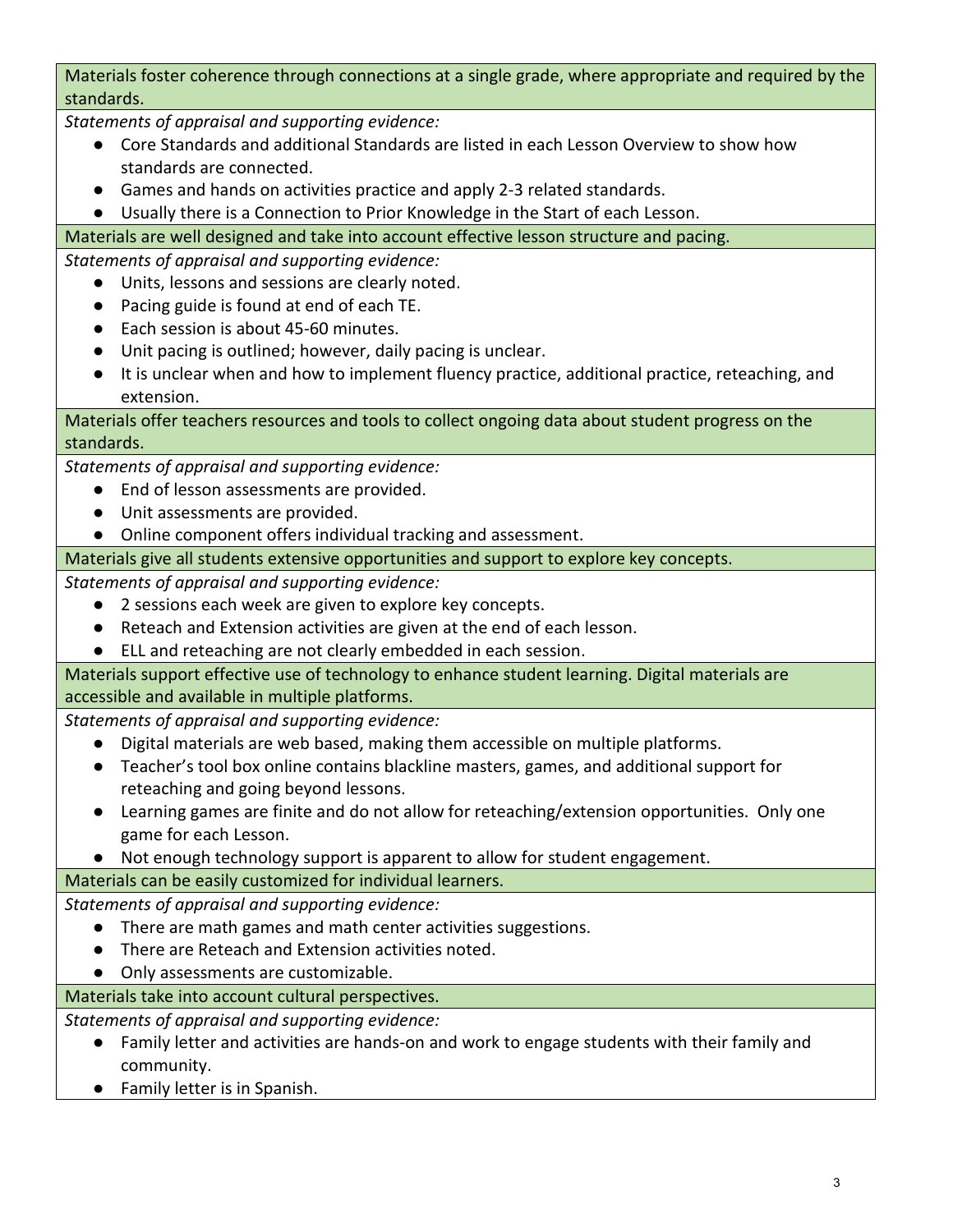**Materials foster coherence through connections at a single grade, where appropriate and required by the standards.**

*Statements of appraisal and supporting evidence:*

- Core Standards and additional Standards are listed in each Lesson Overview to show how standards are connected.
- Games and hands on activities practice and apply 2-3 related standards.
- Usually there is a Connection to Prior Knowledge in the Start of each Lesson.

**Materials are well designed and take into account effective lesson structure and pacing.**

*Statements of appraisal and supporting evidence:*

- Units, lessons and sessions are clearly noted.
- Pacing guide is found at end of each TE.
- Each session is about 45-60 minutes.
- Unit pacing is outlined; however, daily pacing is unclear.
- It is unclear when and how to implement fluency practice, additional practice, reteaching, and extension.

**Materials offer teachers resources and tools to collect ongoing data about student progress on the standards.**

*Statements of appraisal and supporting evidence:*

- End of lesson assessments are provided.
- Unit assessments are provided.
- Online component offers individual tracking and assessment.

**Materials give all students extensive opportunities and support to explore key concepts.**

*Statements of appraisal and supporting evidence:*

- 2 sessions each week are given to explore key concepts.
- Reteach and Extension activities are given at the end of each lesson.
- ELL and reteaching are not clearly embedded in each session.

**Materials support effective use of technology to enhance student learning. Digital materials are accessible and available in multiple platforms.**

*Statements of appraisal and supporting evidence:*

- Digital materials are web based, making them accessible on multiple platforms.
- Teacher's tool box online contains blackline masters, games, and additional support for reteaching and going beyond lessons.
- Learning games are finite and do not allow for reteaching/extension opportunities. Only one game for each Lesson.
- Not enough technology support is apparent to allow for student engagement.

**Materials can be easily customized for individual learners.**

*Statements of appraisal and supporting evidence:*

- There are math games and math center activities suggestions.
- There are Reteach and Extension activities noted.
- Only assessments are customizable.

**Materials take into account cultural perspectives.**

*Statements of appraisal and supporting evidence:*

- Family letter and activities are hands-on and work to engage students with their family and community.
- Family letter is in Spanish.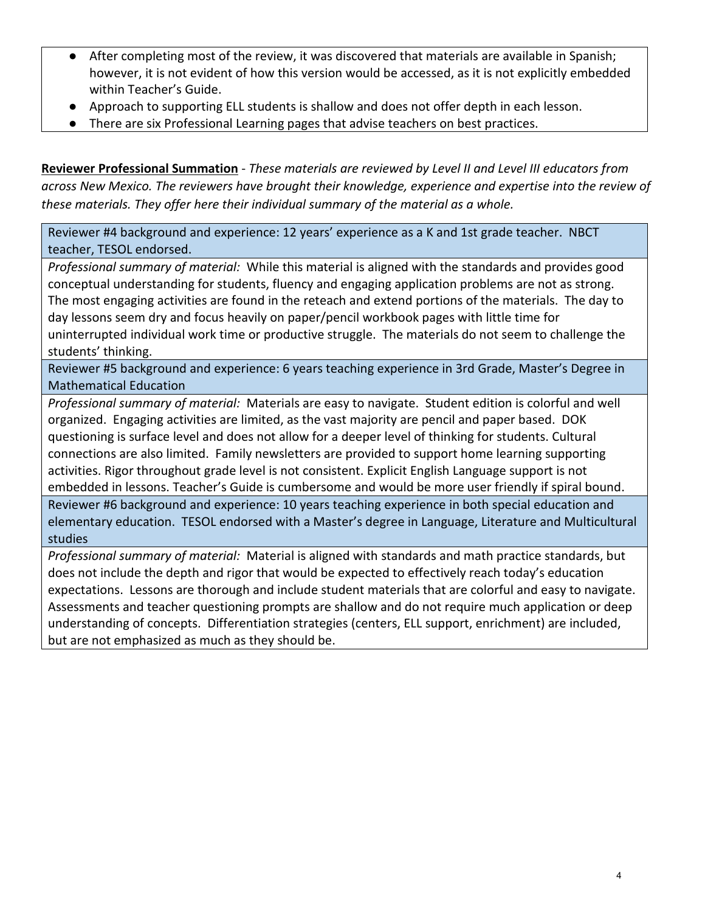- After completing most of the review, it was discovered that materials are available in Spanish; however, it is not evident of how this version would be accessed, as it is not explicitly embedded within Teacher's Guide.
- Approach to supporting ELL students is shallow and does not offer depth in each lesson.
- There are six Professional Learning pages that advise teachers on best practices.

**Reviewer Professional Summation** - *These materials are reviewed by Level II and Level III educators from across New Mexico. The reviewers have brought their knowledge, experience and expertise into the review of these materials. They offer here their individual summary of the material as a whole.*

Reviewer #4 background and experience: 12 years' experience as a K and 1st grade teacher. NBCT teacher, TESOL endorsed.

*Professional summary of material:* While this material is aligned with the standards and provides good conceptual understanding for students, fluency and engaging application problems are not as strong. The most engaging activities are found in the reteach and extend portions of the materials. The day to day lessons seem dry and focus heavily on paper/pencil workbook pages with little time for uninterrupted individual work time or productive struggle. The materials do not seem to challenge the students' thinking.

Reviewer #5 background and experience: 6 years teaching experience in 3rd Grade, Master's Degree in Mathematical Education

*Professional summary of material:* Materials are easy to navigate. Student edition is colorful and well organized. Engaging activities are limited, as the vast majority are pencil and paper based. DOK questioning is surface level and does not allow for a deeper level of thinking for students. Cultural connections are also limited. Family newsletters are provided to support home learning supporting activities. Rigor throughout grade level is not consistent. Explicit English Language support is not embedded in lessons. Teacher's Guide is cumbersome and would be more user friendly if spiral bound.

Reviewer #6 background and experience: 10 years teaching experience in both special education and elementary education. TESOL endorsed with a Master's degree in Language, Literature and Multicultural studies

*Professional summary of material:* Material is aligned with standards and math practice standards, but does not include the depth and rigor that would be expected to effectively reach today's education expectations. Lessons are thorough and include student materials that are colorful and easy to navigate. Assessments and teacher questioning prompts are shallow and do not require much application or deep understanding of concepts. Differentiation strategies (centers, ELL support, enrichment) are included, but are not emphasized as much as they should be.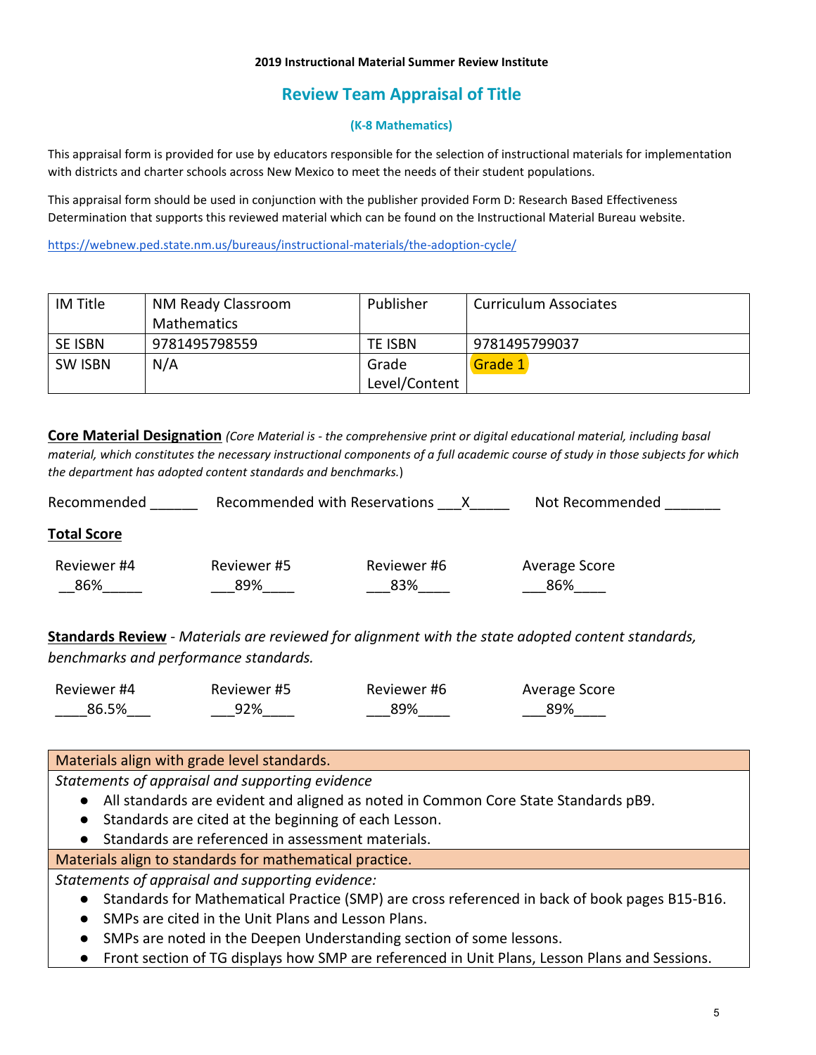**2019 Instructional Material Summer Review Institute**

## Review Team Appraisal of Title

**(K-8 Mathematics)**

This appraisal form is provided for use by educators responsible for the selection of instructional materials for implementation with districts and charter schools across New Mexico to meet the needs of their student populations.

This appraisal form should be used in conjunction with the publisher provided Form D: Research Based Effectiveness Determination that supports this reviewed material which can be found on the Instructional Material Bureau website.

https://webnew.ped.state.nm.us/bureaus/instructional-materials/the-adoption-cycle/

| IM Title | NM Ready Classroom Mathematics | Publisher | Curriculum Associates |
|---|---|---|---|
| SE ISBN | 9781495798559 | TE ISBN | 9781495799037 |
| SW ISBN | N/A | Grade Level/Content | Grade 1 |

**Core Material Designation** *(Core Material is - the comprehensive print or digital educational material, including basal material, which constitutes the necessary instructional components of a full academic course of study in those subjects for which the department has adopted content standards and benchmarks.*)

Recommended ______ Recommended with Reservations ___X_____ Not Recommended _______

**Total Score**

| Reviewer #4 | Reviewer #5 | Reviewer #6 | Average Score |
|---|---|---|---|
| 86% | 89% | 83% | 86% |

**Standards Review** - *Materials are reviewed for alignment with the state adopted content standards, benchmarks and performance standards.*

| Reviewer #4 | Reviewer #5 | Reviewer #6 | Average Score |
|---|---|---|---|
| 86.5% | 92% | 89% | 89% |

| Materials align with grade level standards. |
|---|
| *Statements of appraisal and supporting evidence* <br> ● All standards are evident and aligned as noted in Common Core State Standards pB9. <br> ● Standards are cited at the beginning of each Lesson. <br> ● Standards are referenced in assessment materials. |
| **Materials align to standards for mathematical practice.** |
| *Statements of appraisal and supporting evidence:* <br> ● Standards for Mathematical Practice (SMP) are cross referenced in back of book pages B15-B16. <br> ● SMPs are cited in the Unit Plans and Lesson Plans. <br> ● SMPs are noted in the Deepen Understanding section of some lessons. <br> ● Front section of TG displays how SMP are referenced in Unit Plans, Lesson Plans and Sessions. |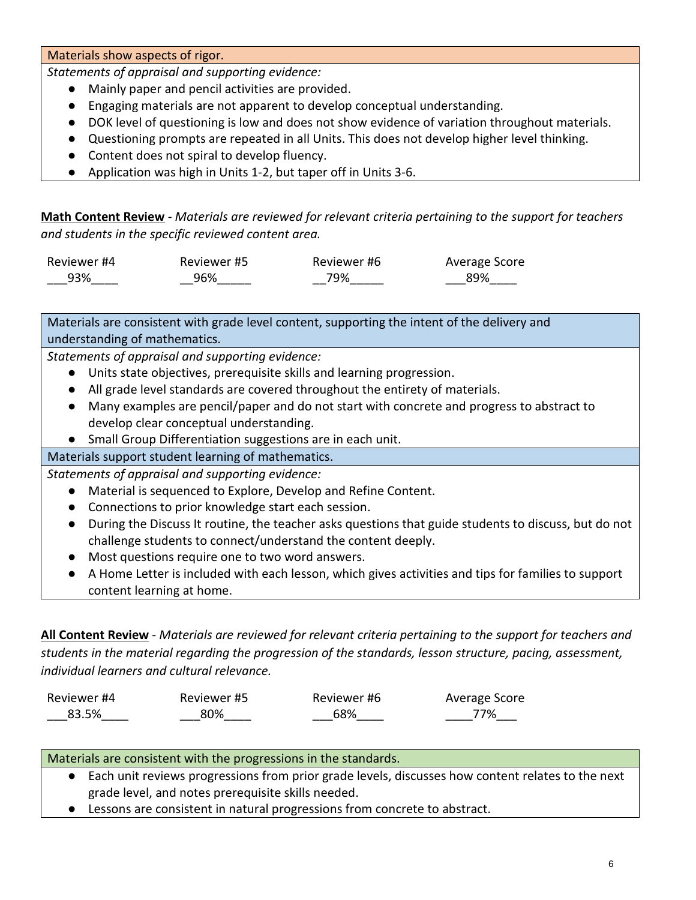| Materials show aspects of rigor. |
|---|
| *Statements of appraisal and supporting evidence:* <br>● Mainly paper and pencil activities are provided. <br>● Engaging materials are not apparent to develop conceptual understanding. <br>● DOK level of questioning is low and does not show evidence of variation throughout materials. <br>● Questioning prompts are repeated in all Units. This does not develop higher level thinking. <br>● Content does not spiral to develop fluency. <br>● Application was high in Units 1-2, but taper off in Units 3-6. |

**Math Content Review** - *Materials are reviewed for relevant criteria pertaining to the support for teachers and students in the specific reviewed content area.*

| Reviewer #4 | Reviewer #5 | Reviewer #6 | Average Score |
|---|---|---|---|
| 93% | 96% | 79% | 89% |

| Materials are consistent with grade level content, supporting the intent of the delivery and understanding of mathematics. |
|---|
| *Statements of appraisal and supporting evidence:* <br>● Units state objectives, prerequisite skills and learning progression. <br>● All grade level standards are covered throughout the entirety of materials. <br>● Many examples are pencil/paper and do not start with concrete and progress to abstract to develop clear conceptual understanding. <br>● Small Group Differentiation suggestions are in each unit. |
| Materials support student learning of mathematics. |
| *Statements of appraisal and supporting evidence:* <br>● Material is sequenced to Explore, Develop and Refine Content. <br>● Connections to prior knowledge start each session. <br>● During the Discuss It routine, the teacher asks questions that guide students to discuss, but do not challenge students to connect/understand the content deeply. <br>● Most questions require one to two word answers. <br>● A Home Letter is included with each lesson, which gives activities and tips for families to support content learning at home. |

**All Content Review** - *Materials are reviewed for relevant criteria pertaining to the support for teachers and students in the material regarding the progression of the standards, lesson structure, pacing, assessment, individual learners and cultural relevance.*

| Reviewer #4 | Reviewer #5 | Reviewer #6 | Average Score |
|---|---|---|---|
| 83.5% | 80% | 68% | 77% |

| Materials are consistent with the progressions in the standards. |
|---|
| ● Each unit reviews progressions from prior grade levels, discusses how content relates to the next grade level, and notes prerequisite skills needed. <br>● Lessons are consistent in natural progressions from concrete to abstract. |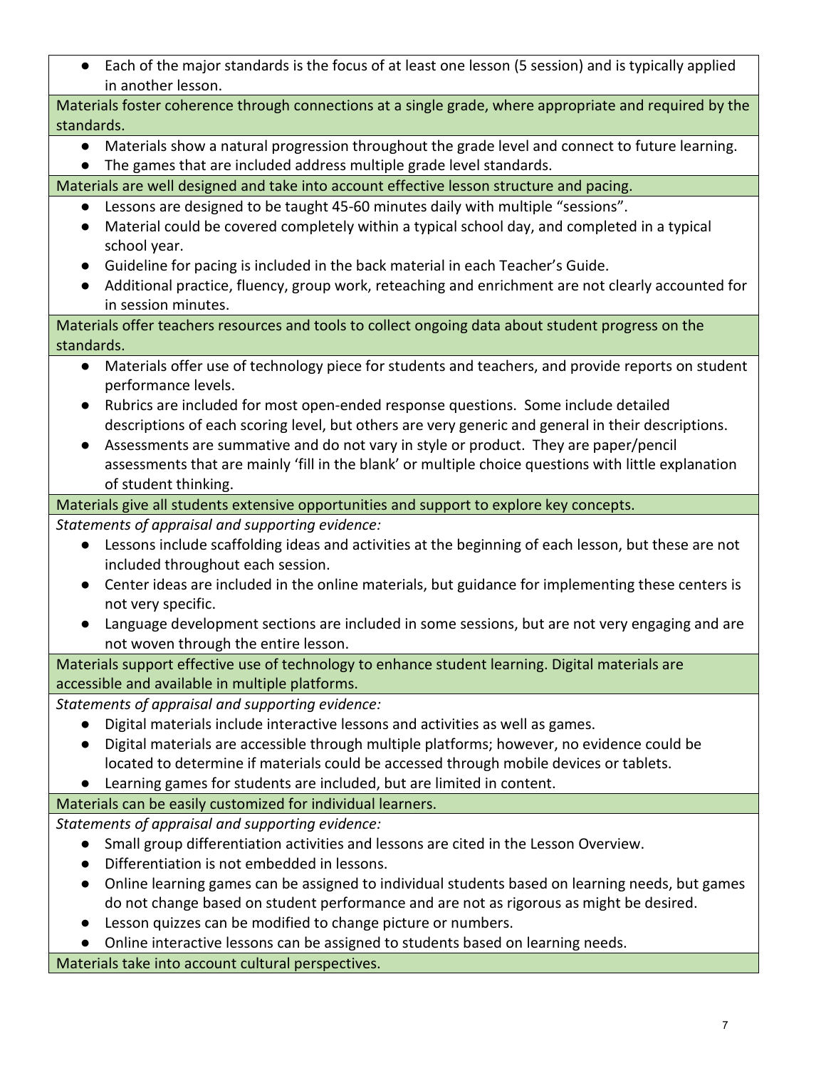- Each of the major standards is the focus of at least one lesson (5 session) and is typically applied in another lesson.

**Materials foster coherence through connections at a single grade, where appropriate and required by the standards.**

- Materials show a natural progression throughout the grade level and connect to future learning.
- The games that are included address multiple grade level standards.

**Materials are well designed and take into account effective lesson structure and pacing.**

- Lessons are designed to be taught 45-60 minutes daily with multiple "sessions".
- Material could be covered completely within a typical school day, and completed in a typical school year.
- Guideline for pacing is included in the back material in each Teacher's Guide.
- Additional practice, fluency, group work, reteaching and enrichment are not clearly accounted for in session minutes.

**Materials offer teachers resources and tools to collect ongoing data about student progress on the standards.**

- Materials offer use of technology piece for students and teachers, and provide reports on student performance levels.
- Rubrics are included for most open-ended response questions. Some include detailed descriptions of each scoring level, but others are very generic and general in their descriptions.
- Assessments are summative and do not vary in style or product. They are paper/pencil assessments that are mainly 'fill in the blank' or multiple choice questions with little explanation of student thinking.

**Materials give all students extensive opportunities and support to explore key concepts.**

*Statements of appraisal and supporting evidence:*

- Lessons include scaffolding ideas and activities at the beginning of each lesson, but these are not included throughout each session.
- Center ideas are included in the online materials, but guidance for implementing these centers is not very specific.
- Language development sections are included in some sessions, but are not very engaging and are not woven through the entire lesson.

**Materials support effective use of technology to enhance student learning. Digital materials are accessible and available in multiple platforms.**

*Statements of appraisal and supporting evidence:*

- Digital materials include interactive lessons and activities as well as games.
- Digital materials are accessible through multiple platforms; however, no evidence could be located to determine if materials could be accessed through mobile devices or tablets.
- Learning games for students are included, but are limited in content.

**Materials can be easily customized for individual learners.**

*Statements of appraisal and supporting evidence:*

- Small group differentiation activities and lessons are cited in the Lesson Overview.
- Differentiation is not embedded in lessons.
- Online learning games can be assigned to individual students based on learning needs, but games do not change based on student performance and are not as rigorous as might be desired.
- Lesson quizzes can be modified to change picture or numbers.
- Online interactive lessons can be assigned to students based on learning needs.

**Materials take into account cultural perspectives.**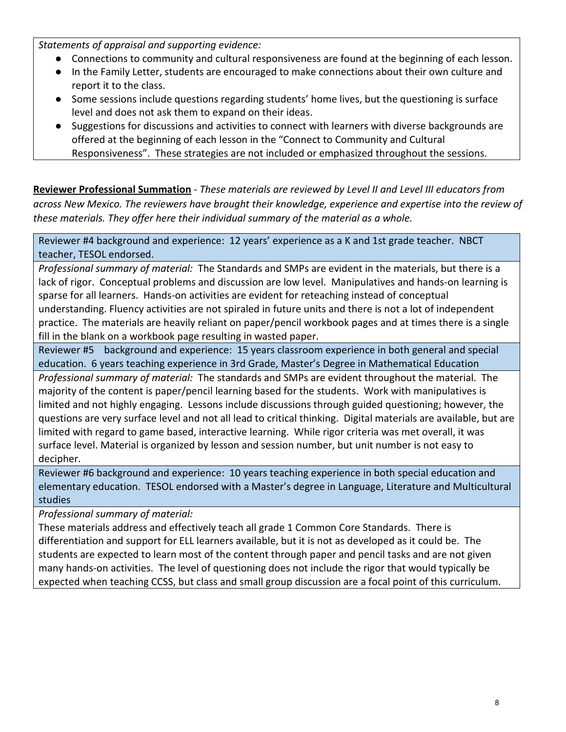*Statements of appraisal and supporting evidence:*

- Connections to community and cultural responsiveness are found at the beginning of each lesson.
- In the Family Letter, students are encouraged to make connections about their own culture and report it to the class.
- Some sessions include questions regarding students' home lives, but the questioning is surface level and does not ask them to expand on their ideas.
- Suggestions for discussions and activities to connect with learners with diverse backgrounds are offered at the beginning of each lesson in the "Connect to Community and Cultural Responsiveness". These strategies are not included or emphasized throughout the sessions.

**Reviewer Professional Summation** - *These materials are reviewed by Level II and Level III educators from across New Mexico. The reviewers have brought their knowledge, experience and expertise into the review of these materials. They offer here their individual summary of the material as a whole.*

Reviewer #4 background and experience: 12 years' experience as a K and 1st grade teacher. NBCT teacher, TESOL endorsed.

*Professional summary of material:* The Standards and SMPs are evident in the materials, but there is a lack of rigor. Conceptual problems and discussion are low level. Manipulatives and hands-on learning is sparse for all learners. Hands-on activities are evident for reteaching instead of conceptual understanding. Fluency activities are not spiraled in future units and there is not a lot of independent practice. The materials are heavily reliant on paper/pencil workbook pages and at times there is a single fill in the blank on a workbook page resulting in wasted paper.

Reviewer #5 background and experience: 15 years classroom experience in both general and special education. 6 years teaching experience in 3rd Grade, Master's Degree in Mathematical Education

*Professional summary of material:* The standards and SMPs are evident throughout the material. The majority of the content is paper/pencil learning based for the students. Work with manipulatives is limited and not highly engaging. Lessons include discussions through guided questioning; however, the questions are very surface level and not all lead to critical thinking. Digital materials are available, but are limited with regard to game based, interactive learning. While rigor criteria was met overall, it was surface level. Material is organized by lesson and session number, but unit number is not easy to decipher.

Reviewer #6 background and experience: 10 years teaching experience in both special education and elementary education. TESOL endorsed with a Master's degree in Language, Literature and Multicultural studies

*Professional summary of material:*

These materials address and effectively teach all grade 1 Common Core Standards. There is differentiation and support for ELL learners available, but it is not as developed as it could be. The students are expected to learn most of the content through paper and pencil tasks and are not given many hands-on activities. The level of questioning does not include the rigor that would typically be expected when teaching CCSS, but class and small group discussion are a focal point of this curriculum.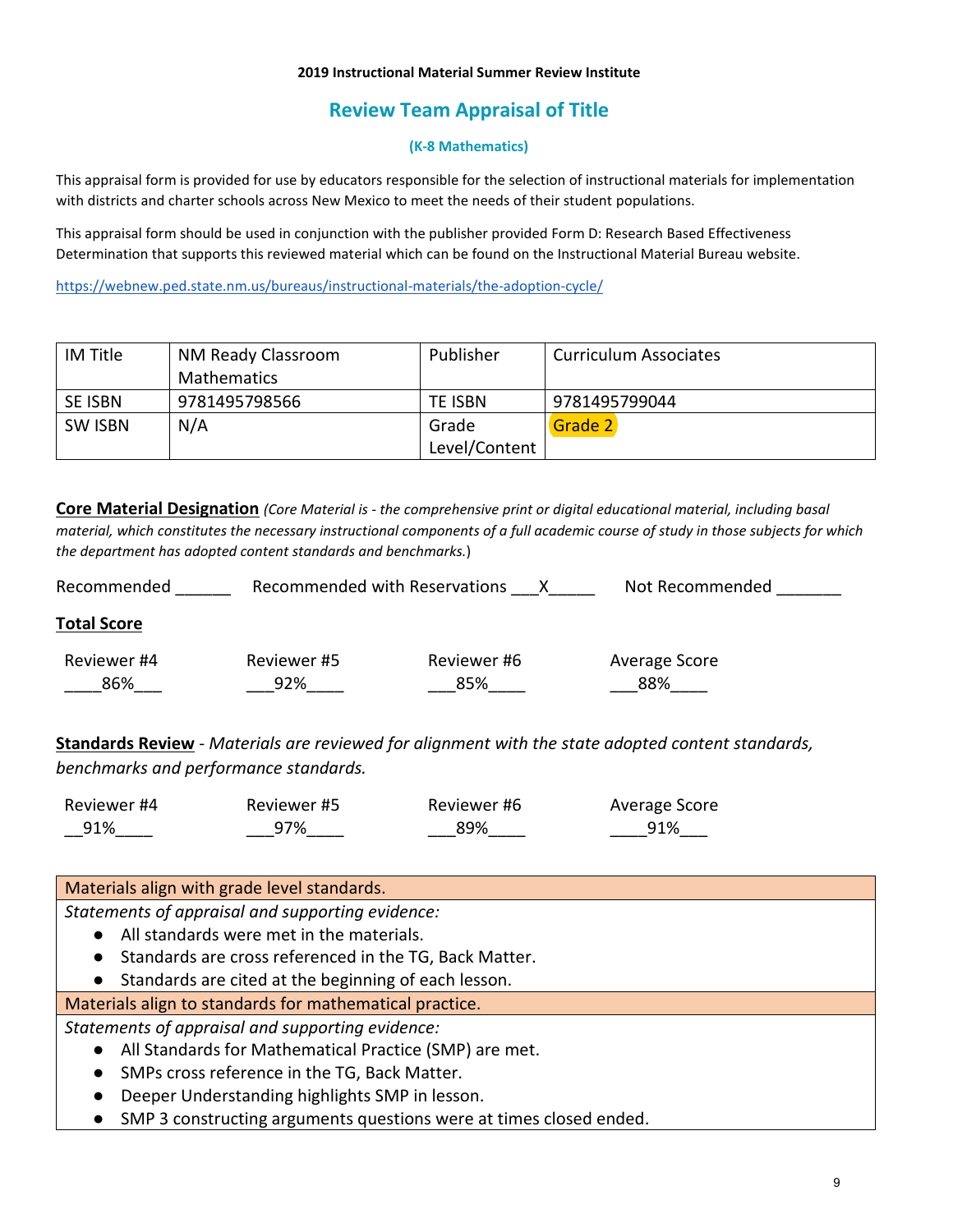**2019 Instructional Material Summer Review Institute**

## Review Team Appraisal of Title

### (K-8 Mathematics)

This appraisal form is provided for use by educators responsible for the selection of instructional materials for implementation with districts and charter schools across New Mexico to meet the needs of their student populations.

This appraisal form should be used in conjunction with the publisher provided Form D: Research Based Effectiveness Determination that supports this reviewed material which can be found on the Instructional Material Bureau website.

https://webnew.ped.state.nm.us/bureaus/instructional-materials/the-adoption-cycle/

| IM Title | NM Ready Classroom Mathematics | Publisher | Curriculum Associates |
|---|---|---|---|
| SE ISBN | 9781495798566 | TE ISBN | 9781495799044 |
| SW ISBN | N/A | Grade Level/Content | Grade 2 |

**Core Material Designation** *(Core Material is - the comprehensive print or digital educational material, including basal material, which constitutes the necessary instructional components of a full academic course of study in those subjects for which the department has adopted content standards and benchmarks.*)

Recommended ______ Recommended with Reservations ___X_____ Not Recommended _______

**Total Score**

| Reviewer #4 | Reviewer #5 | Reviewer #6 | Average Score |
|---|---|---|---|
| 86% | 92% | 85% | 88% |

**Standards Review** - *Materials are reviewed for alignment with the state adopted content standards, benchmarks and performance standards.*

| Reviewer #4 | Reviewer #5 | Reviewer #6 | Average Score |
|---|---|---|---|
| 91% | 97% | 89% | 91% |

| Materials align with grade level standards. |
|---|
| *Statements of appraisal and supporting evidence:*<br>● All standards were met in the materials.<br>● Standards are cross referenced in the TG, Back Matter.<br>● Standards are cited at the beginning of each lesson. |
| **Materials align to standards for mathematical practice.** |
| *Statements of appraisal and supporting evidence:*<br>● All Standards for Mathematical Practice (SMP) are met.<br>● SMPs cross reference in the TG, Back Matter.<br>● Deeper Understanding highlights SMP in lesson.<br>● SMP 3 constructing arguments questions were at times closed ended. |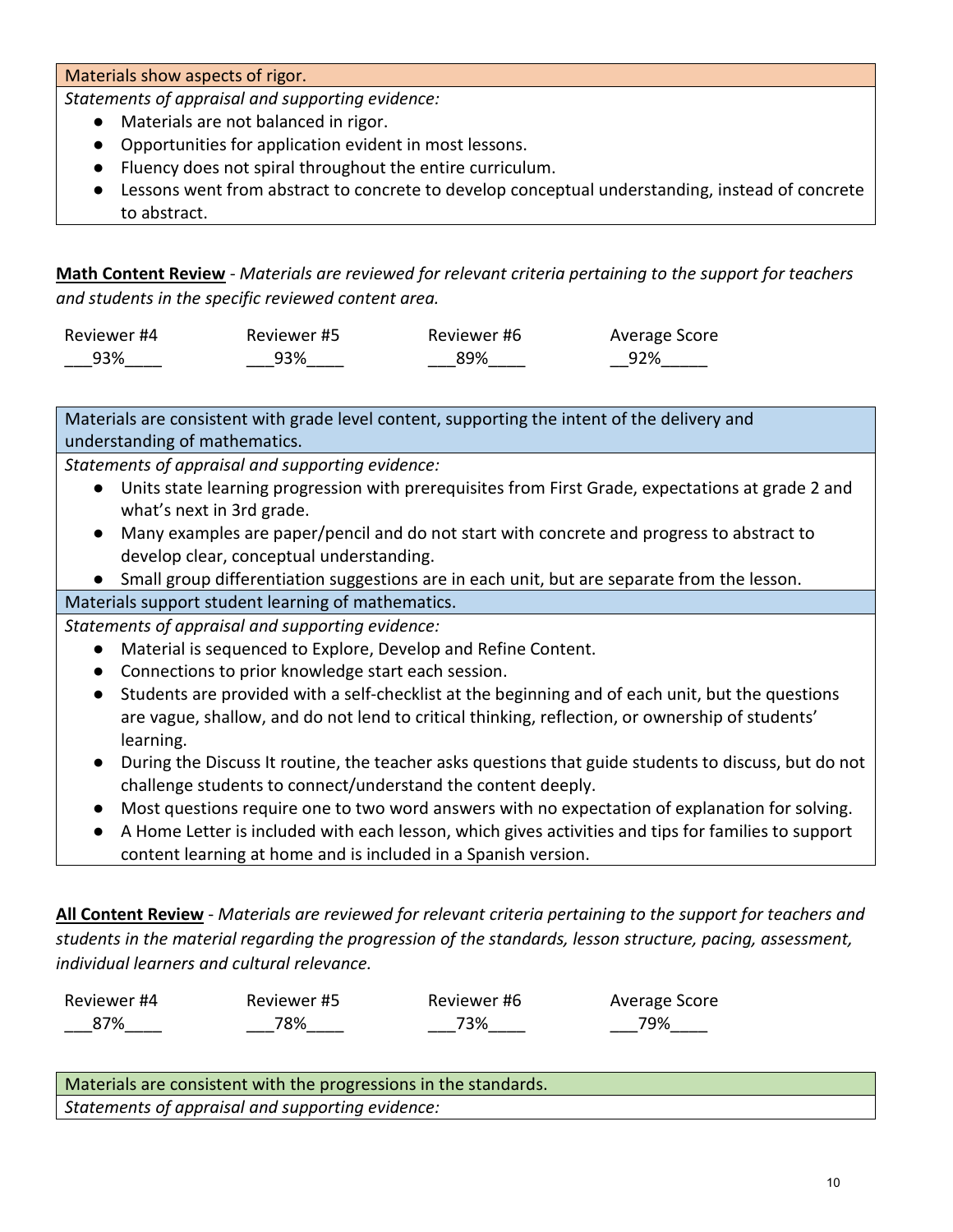| Materials show aspects of rigor. |
| --- |
| *Statements of appraisal and supporting evidence:*<br>● Materials are not balanced in rigor.<br>● Opportunities for application evident in most lessons.<br>● Fluency does not spiral throughout the entire curriculum.<br>● Lessons went from abstract to concrete to develop conceptual understanding, instead of concrete to abstract. |

**Math Content Review** - *Materials are reviewed for relevant criteria pertaining to the support for teachers and students in the specific reviewed content area.*

| Reviewer #4 | Reviewer #5 | Reviewer #6 | Average Score |
| --- | --- | --- | --- |
| 93% | 93% | 89% | 92% |

| Materials are consistent with grade level content, supporting the intent of the delivery and understanding of mathematics. |
| --- |
| *Statements of appraisal and supporting evidence:*<br>● Units state learning progression with prerequisites from First Grade, expectations at grade 2 and what's next in 3rd grade.<br>● Many examples are paper/pencil and do not start with concrete and progress to abstract to develop clear, conceptual understanding.<br>● Small group differentiation suggestions are in each unit, but are separate from the lesson. |
| Materials support student learning of mathematics. |
| *Statements of appraisal and supporting evidence:*<br>● Material is sequenced to Explore, Develop and Refine Content.<br>● Connections to prior knowledge start each session.<br>● Students are provided with a self-checklist at the beginning and of each unit, but the questions are vague, shallow, and do not lend to critical thinking, reflection, or ownership of students' learning.<br>● During the Discuss It routine, the teacher asks questions that guide students to discuss, but do not challenge students to connect/understand the content deeply.<br>● Most questions require one to two word answers with no expectation of explanation for solving.<br>● A Home Letter is included with each lesson, which gives activities and tips for families to support content learning at home and is included in a Spanish version. |

**All Content Review** - *Materials are reviewed for relevant criteria pertaining to the support for teachers and students in the material regarding the progression of the standards, lesson structure, pacing, assessment, individual learners and cultural relevance.*

| Reviewer #4 | Reviewer #5 | Reviewer #6 | Average Score |
| --- | --- | --- | --- |
| 87% | 78% | 73% | 79% |

| Materials are consistent with the progressions in the standards. |
| --- |
| *Statements of appraisal and supporting evidence:* |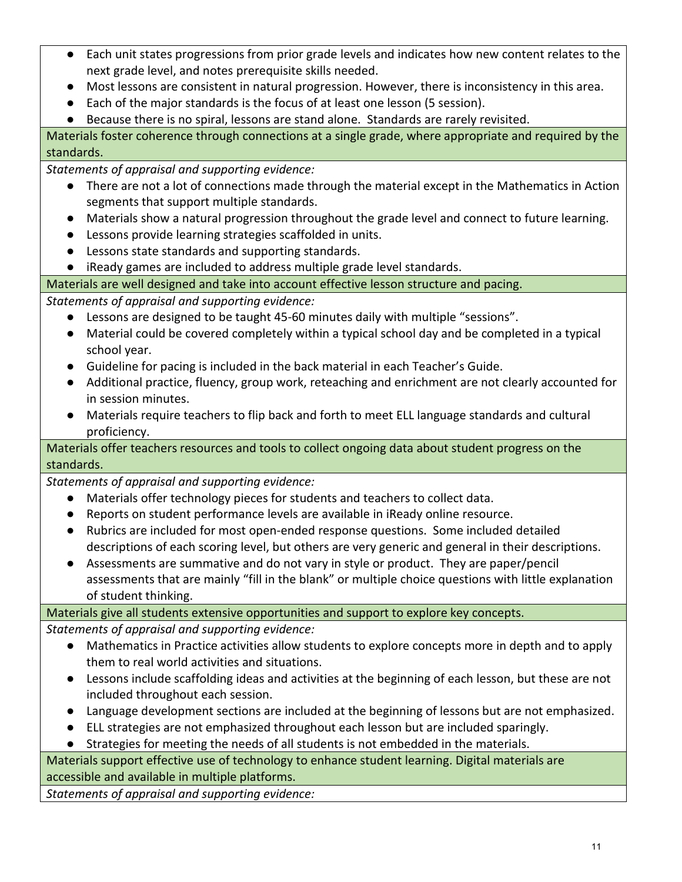- Each unit states progressions from prior grade levels and indicates how new content relates to the next grade level, and notes prerequisite skills needed.
- Most lessons are consistent in natural progression. However, there is inconsistency in this area.
- Each of the major standards is the focus of at least one lesson (5 session).
- Because there is no spiral, lessons are stand alone. Standards are rarely revisited.

**Materials foster coherence through connections at a single grade, where appropriate and required by the standards.**

*Statements of appraisal and supporting evidence:*

- There are not a lot of connections made through the material except in the Mathematics in Action segments that support multiple standards.
- Materials show a natural progression throughout the grade level and connect to future learning.
- Lessons provide learning strategies scaffolded in units.
- Lessons state standards and supporting standards.
- iReady games are included to address multiple grade level standards.

**Materials are well designed and take into account effective lesson structure and pacing.**

*Statements of appraisal and supporting evidence:*

- Lessons are designed to be taught 45-60 minutes daily with multiple "sessions".
- Material could be covered completely within a typical school day and be completed in a typical school year.
- Guideline for pacing is included in the back material in each Teacher's Guide.
- Additional practice, fluency, group work, reteaching and enrichment are not clearly accounted for in session minutes.
- Materials require teachers to flip back and forth to meet ELL language standards and cultural proficiency.

**Materials offer teachers resources and tools to collect ongoing data about student progress on the standards.**

*Statements of appraisal and supporting evidence:*

- Materials offer technology pieces for students and teachers to collect data.
- Reports on student performance levels are available in iReady online resource.
- Rubrics are included for most open-ended response questions. Some included detailed descriptions of each scoring level, but others are very generic and general in their descriptions.
- Assessments are summative and do not vary in style or product. They are paper/pencil assessments that are mainly "fill in the blank" or multiple choice questions with little explanation of student thinking.

**Materials give all students extensive opportunities and support to explore key concepts.**

*Statements of appraisal and supporting evidence:*

- Mathematics in Practice activities allow students to explore concepts more in depth and to apply them to real world activities and situations.
- Lessons include scaffolding ideas and activities at the beginning of each lesson, but these are not included throughout each session.
- Language development sections are included at the beginning of lessons but are not emphasized.
- ELL strategies are not emphasized throughout each lesson but are included sparingly.
- Strategies for meeting the needs of all students is not embedded in the materials.

**Materials support effective use of technology to enhance student learning. Digital materials are accessible and available in multiple platforms.**

*Statements of appraisal and supporting evidence:*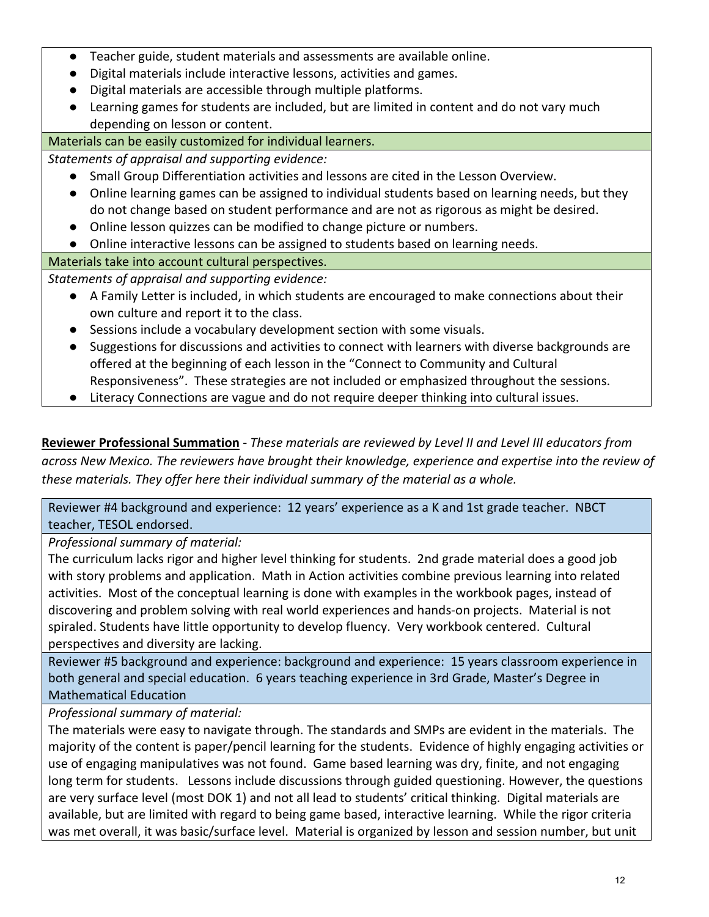- Teacher guide, student materials and assessments are available online.
- Digital materials include interactive lessons, activities and games.
- Digital materials are accessible through multiple platforms.
- Learning games for students are included, but are limited in content and do not vary much depending on lesson or content.

**Materials can be easily customized for individual learners.**

*Statements of appraisal and supporting evidence:*

- Small Group Differentiation activities and lessons are cited in the Lesson Overview.
- Online learning games can be assigned to individual students based on learning needs, but they do not change based on student performance and are not as rigorous as might be desired.
- Online lesson quizzes can be modified to change picture or numbers.
- Online interactive lessons can be assigned to students based on learning needs.

**Materials take into account cultural perspectives.**

*Statements of appraisal and supporting evidence:*

- A Family Letter is included, in which students are encouraged to make connections about their own culture and report it to the class.
- Sessions include a vocabulary development section with some visuals.
- Suggestions for discussions and activities to connect with learners with diverse backgrounds are offered at the beginning of each lesson in the "Connect to Community and Cultural Responsiveness". These strategies are not included or emphasized throughout the sessions.
- Literacy Connections are vague and do not require deeper thinking into cultural issues.

**Reviewer Professional Summation** - *These materials are reviewed by Level II and Level III educators from across New Mexico. The reviewers have brought their knowledge, experience and expertise into the review of these materials. They offer here their individual summary of the material as a whole.*

**Reviewer #4 background and experience:** 12 years' experience as a K and 1st grade teacher. NBCT teacher, TESOL endorsed.

*Professional summary of material:*

The curriculum lacks rigor and higher level thinking for students. 2nd grade material does a good job with story problems and application. Math in Action activities combine previous learning into related activities. Most of the conceptual learning is done with examples in the workbook pages, instead of discovering and problem solving with real world experiences and hands-on projects. Material is not spiraled. Students have little opportunity to develop fluency. Very workbook centered. Cultural perspectives and diversity are lacking.

**Reviewer #5 background and experience:** background and experience: 15 years classroom experience in both general and special education. 6 years teaching experience in 3rd Grade, Master's Degree in Mathematical Education

*Professional summary of material:*

The materials were easy to navigate through. The standards and SMPs are evident in the materials. The majority of the content is paper/pencil learning for the students. Evidence of highly engaging activities or use of engaging manipulatives was not found. Game based learning was dry, finite, and not engaging long term for students. Lessons include discussions through guided questioning. However, the questions are very surface level (most DOK 1) and not all lead to students' critical thinking. Digital materials are available, but are limited with regard to being game based, interactive learning. While the rigor criteria was met overall, it was basic/surface level. Material is organized by lesson and session number, but unit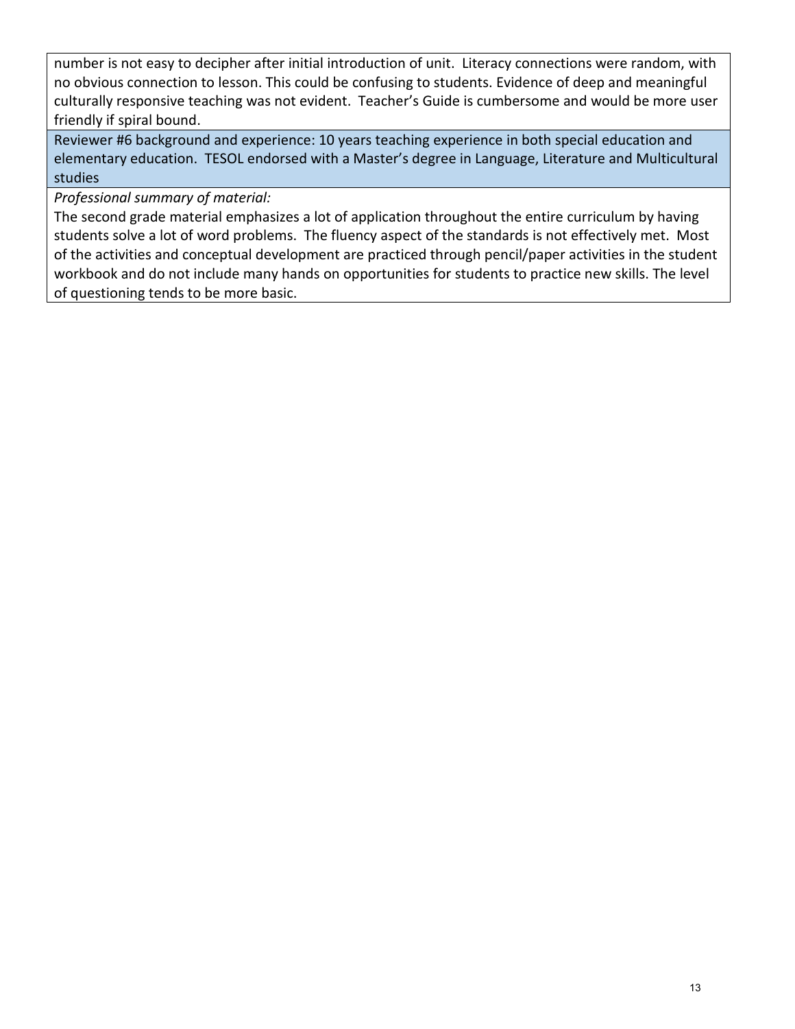| number is not easy to decipher after initial introduction of unit. Literacy connections were random, with no obvious connection to lesson. This could be confusing to students. Evidence of deep and meaningful culturally responsive teaching was not evident. Teacher's Guide is cumbersome and would be more user friendly if spiral bound. |
| --- |
| Reviewer #6 background and experience: 10 years teaching experience in both special education and elementary education. TESOL endorsed with a Master's degree in Language, Literature and Multicultural studies |
| *Professional summary of material:* The second grade material emphasizes a lot of application throughout the entire curriculum by having students solve a lot of word problems. The fluency aspect of the standards is not effectively met. Most of the activities and conceptual development are practiced through pencil/paper activities in the student workbook and do not include many hands on opportunities for students to practice new skills. The level of questioning tends to be more basic. |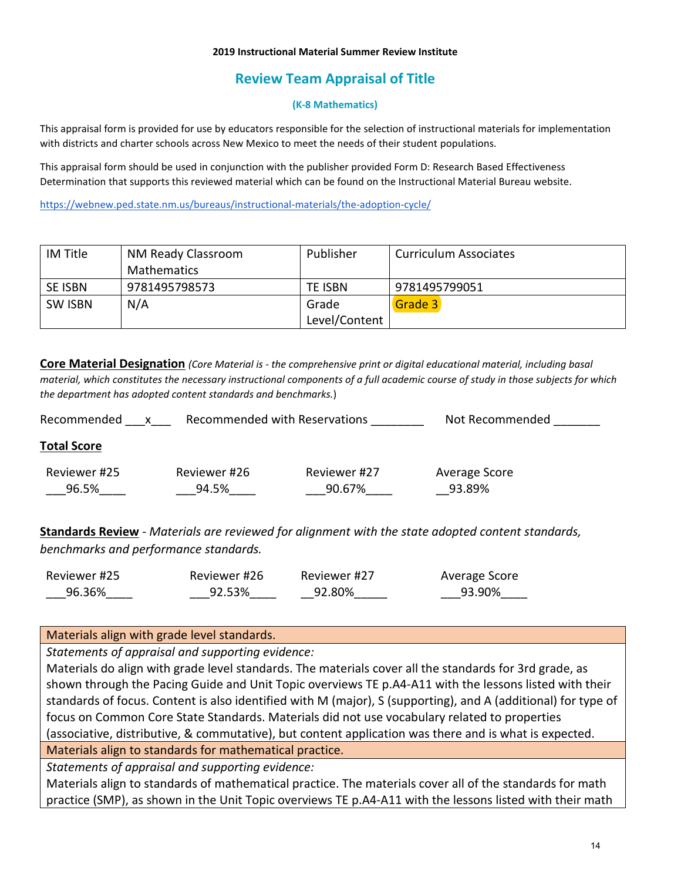**2019 Instructional Material Summer Review Institute**

## Review Team Appraisal of Title

**(K-8 Mathematics)**

This appraisal form is provided for use by educators responsible for the selection of instructional materials for implementation with districts and charter schools across New Mexico to meet the needs of their student populations.

This appraisal form should be used in conjunction with the publisher provided Form D: Research Based Effectiveness Determination that supports this reviewed material which can be found on the Instructional Material Bureau website.

https://webnew.ped.state.nm.us/bureaus/instructional-materials/the-adoption-cycle/

| IM Title | NM Ready Classroom Mathematics | Publisher | Curriculum Associates |
|---|---|---|---|
| SE ISBN | 9781495798573 | TE ISBN | 9781495799051 |
| SW ISBN | N/A | Grade Level/Content | Grade 3 |

**Core Material Designation** *(Core Material is - the comprehensive print or digital educational material, including basal material, which constitutes the necessary instructional components of a full academic course of study in those subjects for which the department has adopted content standards and benchmarks.*)

Recommended \_\_\_x\_\_\_ Recommended with Reservations \_\_\_\_\_\_\_\_ Not Recommended \_\_\_\_\_\_\_

**Total Score**

| Reviewer #25 | Reviewer #26 | Reviewer #27 | Average Score |
|---|---|---|---|
| 96.5% | 94.5% | 90.67% | 93.89% |

**Standards Review** - *Materials are reviewed for alignment with the state adopted content standards, benchmarks and performance standards.*

| Reviewer #25 | Reviewer #26 | Reviewer #27 | Average Score |
|---|---|---|---|
| 96.36% | 92.53% | 92.80% | 93.90% |

| Materials align with grade level standards. |
|---|
| *Statements of appraisal and supporting evidence:* Materials do align with grade level standards. The materials cover all the standards for 3rd grade, as shown through the Pacing Guide and Unit Topic overviews TE p.A4-A11 with the lessons listed with their standards of focus. Content is also identified with M (major), S (supporting), and A (additional) for type of focus on Common Core State Standards. Materials did not use vocabulary related to properties (associative, distributive, & commutative), but content application was there and is what is expected. |
| Materials align to standards for mathematical practice. |
| *Statements of appraisal and supporting evidence:* Materials align to standards of mathematical practice. The materials cover all of the standards for math practice (SMP), as shown in the Unit Topic overviews TE p.A4-A11 with the lessons listed with their math |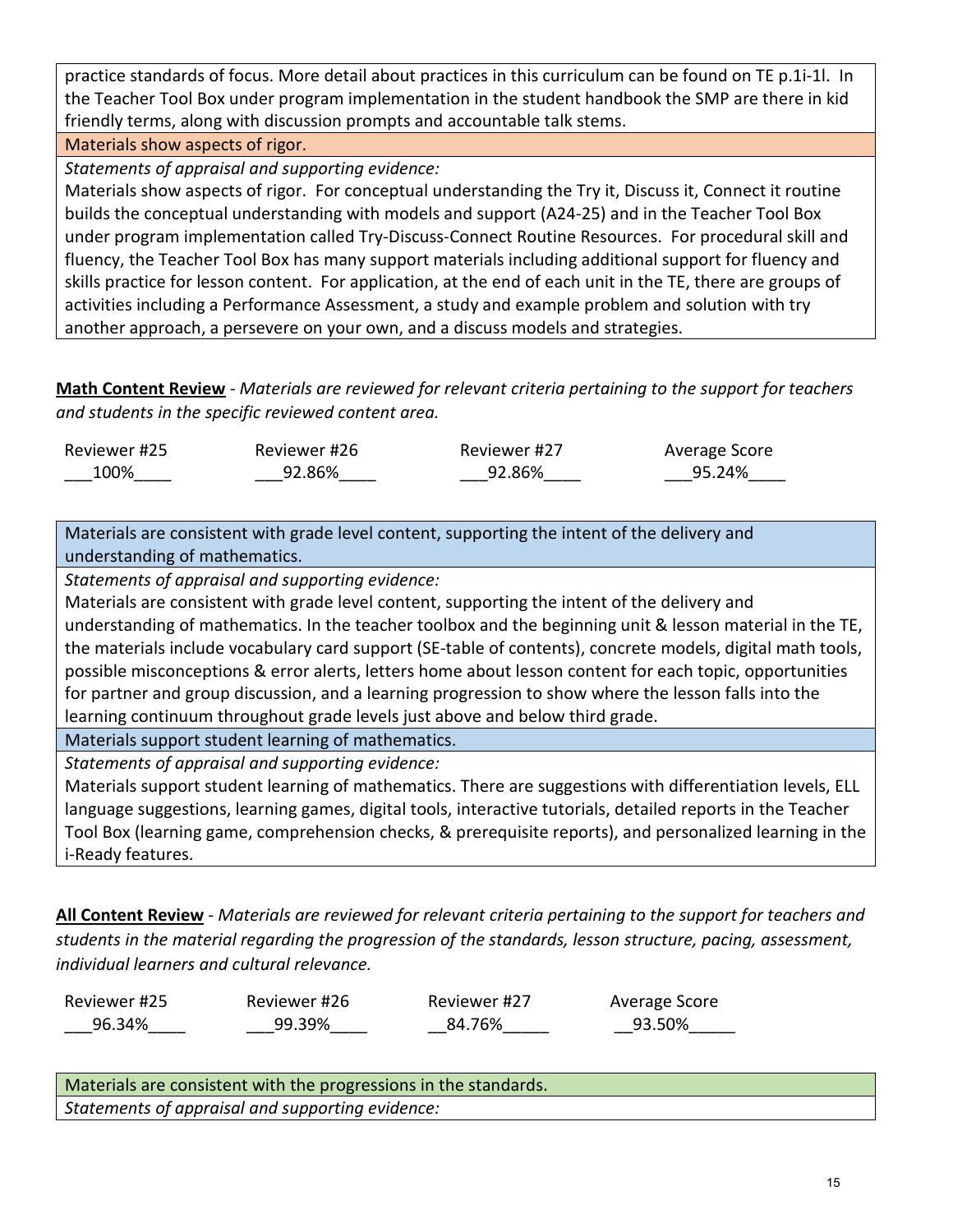practice standards of focus. More detail about practices in this curriculum can be found on TE p.1i-1l. In the Teacher Tool Box under program implementation in the student handbook the SMP are there in kid friendly terms, along with discussion prompts and accountable talk stems.

Materials show aspects of rigor.

*Statements of appraisal and supporting evidence:*

Materials show aspects of rigor. For conceptual understanding the Try it, Discuss it, Connect it routine builds the conceptual understanding with models and support (A24-25) and in the Teacher Tool Box under program implementation called Try-Discuss-Connect Routine Resources. For procedural skill and fluency, the Teacher Tool Box has many support materials including additional support for fluency and skills practice for lesson content. For application, at the end of each unit in the TE, there are groups of activities including a Performance Assessment, a study and example problem and solution with try another approach, a persevere on your own, and a discuss models and strategies.

**Math Content Review** - *Materials are reviewed for relevant criteria pertaining to the support for teachers and students in the specific reviewed content area.*

| Reviewer #25 | Reviewer #26 | Reviewer #27 | Average Score |
|---|---|---|---|
| 100% | 92.86% | 92.86% | 95.24% |

Materials are consistent with grade level content, supporting the intent of the delivery and understanding of mathematics.

*Statements of appraisal and supporting evidence:*

Materials are consistent with grade level content, supporting the intent of the delivery and understanding of mathematics. In the teacher toolbox and the beginning unit & lesson material in the TE, the materials include vocabulary card support (SE-table of contents), concrete models, digital math tools, possible misconceptions & error alerts, letters home about lesson content for each topic, opportunities for partner and group discussion, and a learning progression to show where the lesson falls into the learning continuum throughout grade levels just above and below third grade.

Materials support student learning of mathematics.

*Statements of appraisal and supporting evidence:*

Materials support student learning of mathematics. There are suggestions with differentiation levels, ELL language suggestions, learning games, digital tools, interactive tutorials, detailed reports in the Teacher Tool Box (learning game, comprehension checks, & prerequisite reports), and personalized learning in the i-Ready features.

**All Content Review** - *Materials are reviewed for relevant criteria pertaining to the support for teachers and students in the material regarding the progression of the standards, lesson structure, pacing, assessment, individual learners and cultural relevance.*

| Reviewer #25 | Reviewer #26 | Reviewer #27 | Average Score |
|---|---|---|---|
| 96.34% | 99.39% | 84.76% | 93.50% |

Materials are consistent with the progressions in the standards.

*Statements of appraisal and supporting evidence:*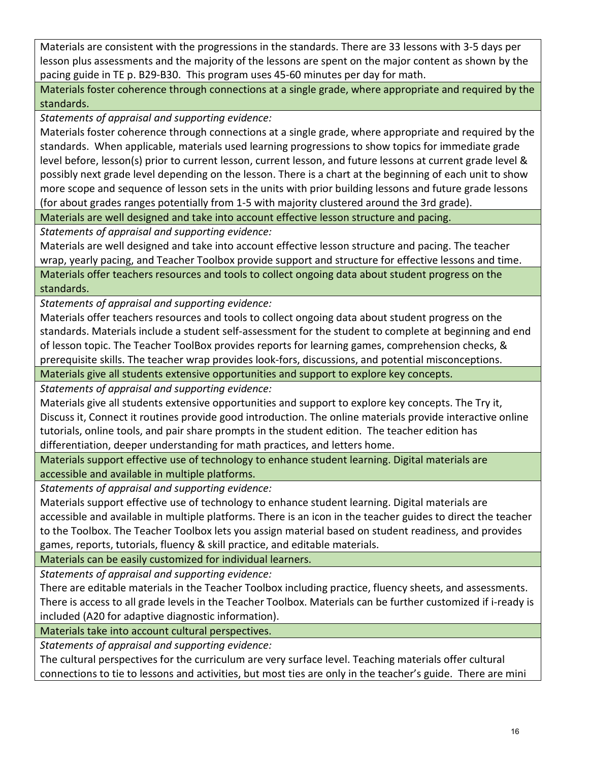Materials are consistent with the progressions in the standards. There are 33 lessons with 3-5 days per lesson plus assessments and the majority of the lessons are spent on the major content as shown by the pacing guide in TE p. B29-B30. This program uses 45-60 minutes per day for math.

**Materials foster coherence through connections at a single grade, where appropriate and required by the standards.**

*Statements of appraisal and supporting evidence:*

Materials foster coherence through connections at a single grade, where appropriate and required by the standards. When applicable, materials used learning progressions to show topics for immediate grade level before, lesson(s) prior to current lesson, current lesson, and future lessons at current grade level & possibly next grade level depending on the lesson. There is a chart at the beginning of each unit to show more scope and sequence of lesson sets in the units with prior building lessons and future grade lessons (for about grades ranges potentially from 1-5 with majority clustered around the 3rd grade).

**Materials are well designed and take into account effective lesson structure and pacing.**

*Statements of appraisal and supporting evidence:*

Materials are well designed and take into account effective lesson structure and pacing. The teacher wrap, yearly pacing, and Teacher Toolbox provide support and structure for effective lessons and time.

**Materials offer teachers resources and tools to collect ongoing data about student progress on the standards.**

*Statements of appraisal and supporting evidence:*

Materials offer teachers resources and tools to collect ongoing data about student progress on the standards. Materials include a student self-assessment for the student to complete at beginning and end of lesson topic. The Teacher ToolBox provides reports for learning games, comprehension checks, & prerequisite skills. The teacher wrap provides look-fors, discussions, and potential misconceptions.

**Materials give all students extensive opportunities and support to explore key concepts.**

*Statements of appraisal and supporting evidence:*

Materials give all students extensive opportunities and support to explore key concepts. The Try it, Discuss it, Connect it routines provide good introduction. The online materials provide interactive online tutorials, online tools, and pair share prompts in the student edition. The teacher edition has differentiation, deeper understanding for math practices, and letters home.

**Materials support effective use of technology to enhance student learning. Digital materials are accessible and available in multiple platforms.**

*Statements of appraisal and supporting evidence:*

Materials support effective use of technology to enhance student learning. Digital materials are accessible and available in multiple platforms. There is an icon in the teacher guides to direct the teacher to the Toolbox. The Teacher Toolbox lets you assign material based on student readiness, and provides games, reports, tutorials, fluency & skill practice, and editable materials.

**Materials can be easily customized for individual learners.**

*Statements of appraisal and supporting evidence:*

There are editable materials in the Teacher Toolbox including practice, fluency sheets, and assessments. There is access to all grade levels in the Teacher Toolbox. Materials can be further customized if i-ready is included (A20 for adaptive diagnostic information).

**Materials take into account cultural perspectives.**

*Statements of appraisal and supporting evidence:*

The cultural perspectives for the curriculum are very surface level. Teaching materials offer cultural connections to tie to lessons and activities, but most ties are only in the teacher's guide. There are mini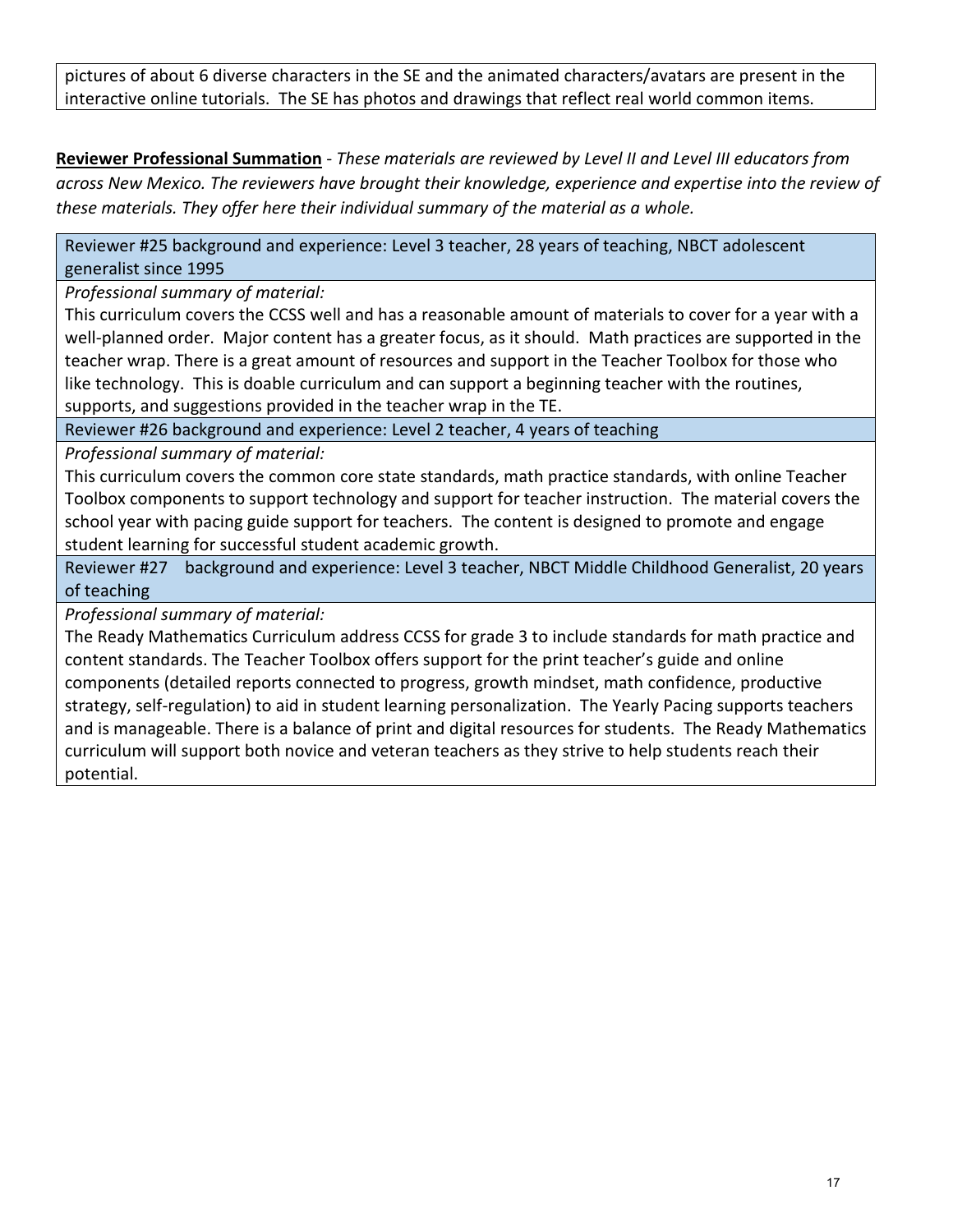pictures of about 6 diverse characters in the SE and the animated characters/avatars are present in the interactive online tutorials. The SE has photos and drawings that reflect real world common items.

**Reviewer Professional Summation** - *These materials are reviewed by Level II and Level III educators from across New Mexico. The reviewers have brought their knowledge, experience and expertise into the review of these materials. They offer here their individual summary of the material as a whole.*

| Reviewer #25 background and experience: Level 3 teacher, 28 years of teaching, NBCT adolescent generalist since 1995 |
| --- |
| *Professional summary of material:* <br> This curriculum covers the CCSS well and has a reasonable amount of materials to cover for a year with a well-planned order. Major content has a greater focus, as it should. Math practices are supported in the teacher wrap. There is a great amount of resources and support in the Teacher Toolbox for those who like technology. This is doable curriculum and can support a beginning teacher with the routines, supports, and suggestions provided in the teacher wrap in the TE. |
| Reviewer #26 background and experience: Level 2 teacher, 4 years of teaching |
| *Professional summary of material:* <br> This curriculum covers the common core state standards, math practice standards, with online Teacher Toolbox components to support technology and support for teacher instruction. The material covers the school year with pacing guide support for teachers. The content is designed to promote and engage student learning for successful student academic growth. |
| Reviewer #27 background and experience: Level 3 teacher, NBCT Middle Childhood Generalist, 20 years of teaching |
| *Professional summary of material:* <br> The Ready Mathematics Curriculum address CCSS for grade 3 to include standards for math practice and content standards. The Teacher Toolbox offers support for the print teacher's guide and online components (detailed reports connected to progress, growth mindset, math confidence, productive strategy, self-regulation) to aid in student learning personalization. The Yearly Pacing supports teachers and is manageable. There is a balance of print and digital resources for students. The Ready Mathematics curriculum will support both novice and veteran teachers as they strive to help students reach their potential. |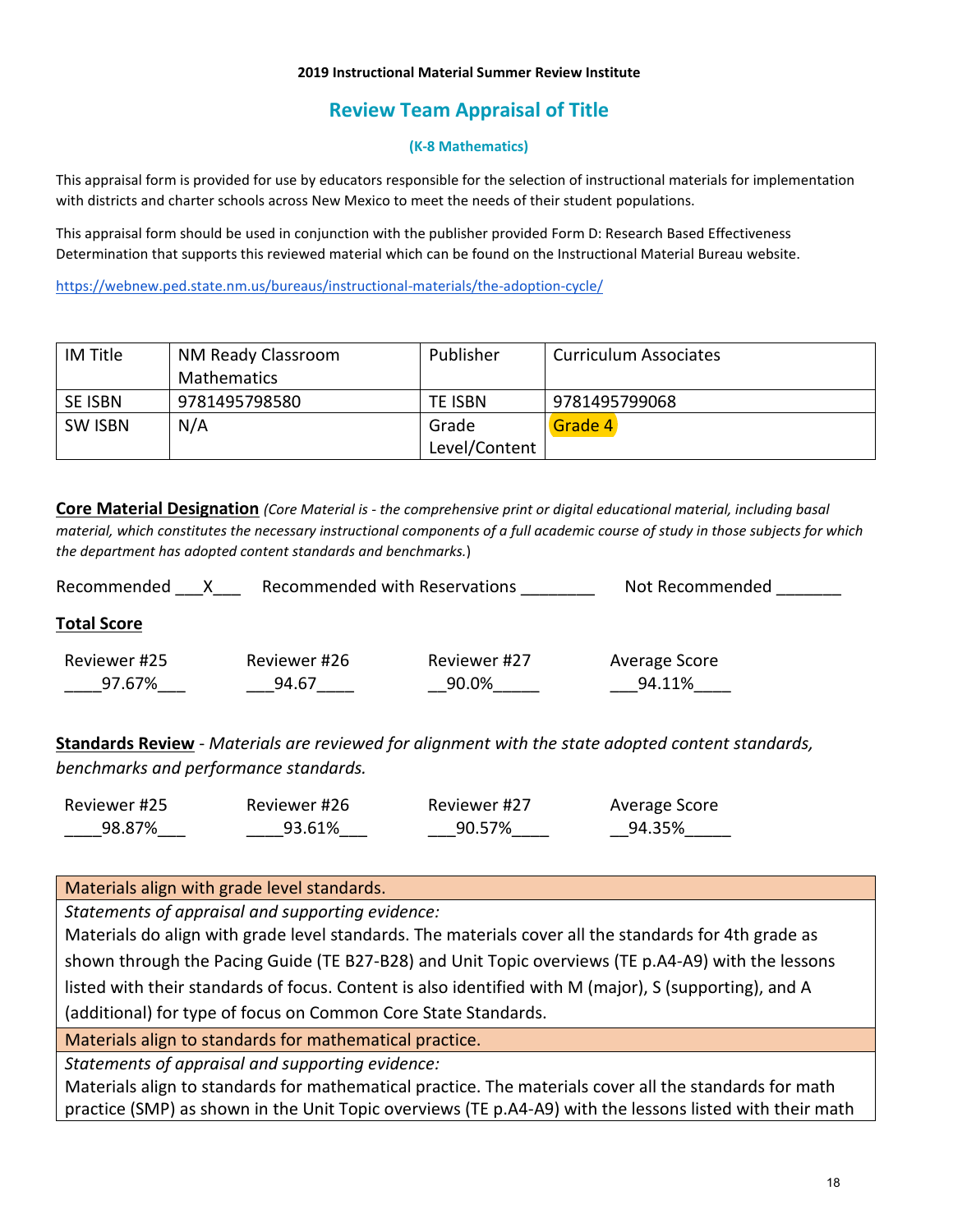**2019 Instructional Material Summer Review Institute**

## Review Team Appraisal of Title

**(K-8 Mathematics)**

This appraisal form is provided for use by educators responsible for the selection of instructional materials for implementation with districts and charter schools across New Mexico to meet the needs of their student populations.

This appraisal form should be used in conjunction with the publisher provided Form D: Research Based Effectiveness Determination that supports this reviewed material which can be found on the Instructional Material Bureau website.

https://webnew.ped.state.nm.us/bureaus/instructional-materials/the-adoption-cycle/

| IM Title | NM Ready Classroom Mathematics | Publisher | Curriculum Associates |
|---|---|---|---|
| SE ISBN | 9781495798580 | TE ISBN | 9781495799068 |
| SW ISBN | N/A | Grade Level/Content | Grade 4 |

**Core Material Designation** *(Core Material is - the comprehensive print or digital educational material, including basal material, which constitutes the necessary instructional components of a full academic course of study in those subjects for which the department has adopted content standards and benchmarks.*)

Recommended ___X___ Recommended with Reservations ________ Not Recommended _______

**Total Score**

| Reviewer #25 | Reviewer #26 | Reviewer #27 | Average Score |
|---|---|---|---|
| ____97.67%___ | ___94.67____ | __90.0%_____ | ___94.11%____ |

**Standards Review** - *Materials are reviewed for alignment with the state adopted content standards, benchmarks and performance standards.*

| Reviewer #25 | Reviewer #26 | Reviewer #27 | Average Score |
|---|---|---|---|
| ____98.87%___ | ____93.61%___ | ___90.57%____ | __94.35%_____ |

| Materials align with grade level standards. |
|---|
| *Statements of appraisal and supporting evidence:*<br>Materials do align with grade level standards. The materials cover all the standards for 4th grade as shown through the Pacing Guide (TE B27-B28) and Unit Topic overviews (TE p.A4-A9) with the lessons listed with their standards of focus. Content is also identified with M (major), S (supporting), and A (additional) for type of focus on Common Core State Standards. |
| **Materials align to standards for mathematical practice.** |
| *Statements of appraisal and supporting evidence:*<br>Materials align to standards for mathematical practice. The materials cover all the standards for math practice (SMP) as shown in the Unit Topic overviews (TE p.A4-A9) with the lessons listed with their math |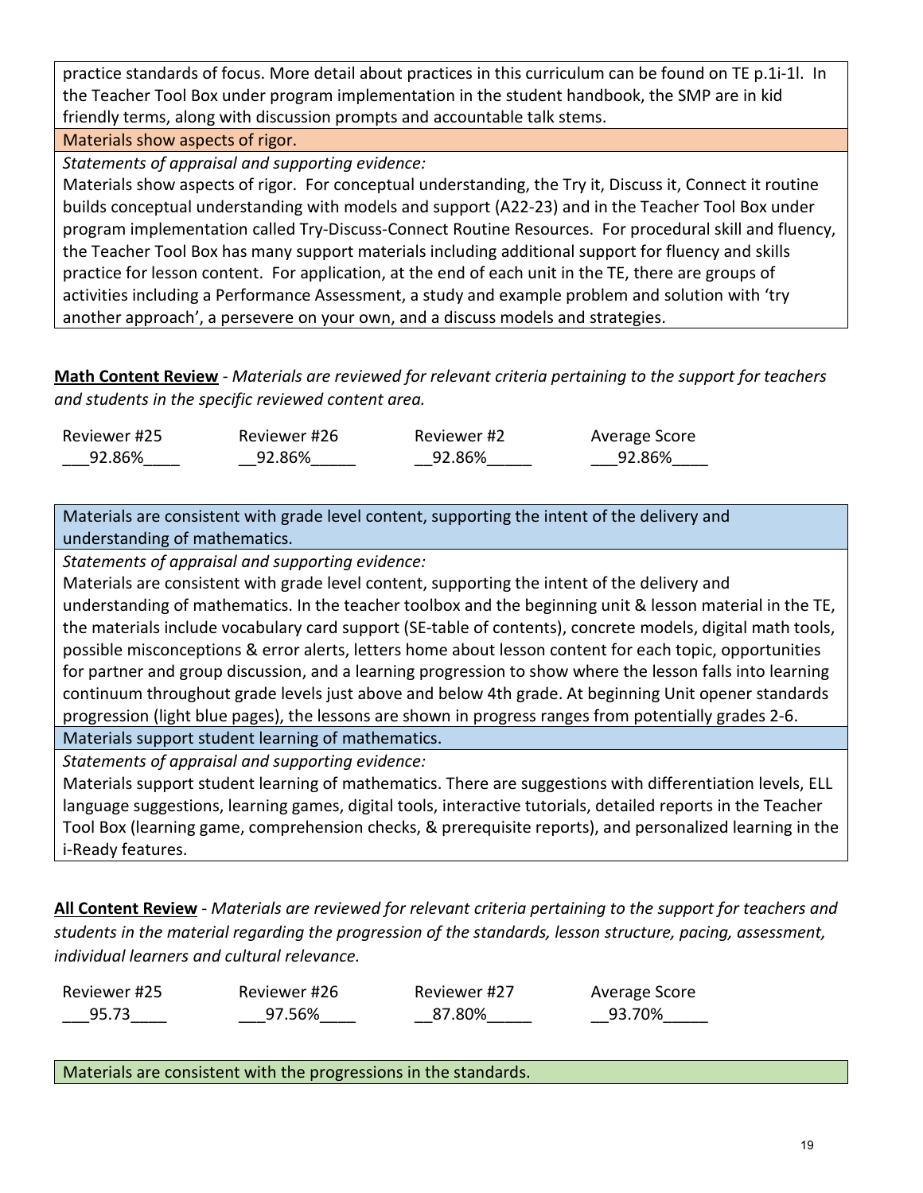practice standards of focus. More detail about practices in this curriculum can be found on TE p.1i-1l. In the Teacher Tool Box under program implementation in the student handbook, the SMP are in kid friendly terms, along with discussion prompts and accountable talk stems.

Materials show aspects of rigor.

*Statements of appraisal and supporting evidence:*

Materials show aspects of rigor. For conceptual understanding, the Try it, Discuss it, Connect it routine builds conceptual understanding with models and support (A22-23) and in the Teacher Tool Box under program implementation called Try-Discuss-Connect Routine Resources. For procedural skill and fluency, the Teacher Tool Box has many support materials including additional support for fluency and skills practice for lesson content. For application, at the end of each unit in the TE, there are groups of activities including a Performance Assessment, a study and example problem and solution with 'try another approach', a persevere on your own, and a discuss models and strategies.

**Math Content Review** - *Materials are reviewed for relevant criteria pertaining to the support for teachers and students in the specific reviewed content area.*

| Reviewer #25 | Reviewer #26 | Reviewer #2 | Average Score |
|---|---|---|---|
| ___92.86%____ | __92.86%_____ | __92.86%_____ | ___92.86%____ |

Materials are consistent with grade level content, supporting the intent of the delivery and understanding of mathematics.

*Statements of appraisal and supporting evidence:*

Materials are consistent with grade level content, supporting the intent of the delivery and understanding of mathematics. In the teacher toolbox and the beginning unit & lesson material in the TE, the materials include vocabulary card support (SE-table of contents), concrete models, digital math tools, possible misconceptions & error alerts, letters home about lesson content for each topic, opportunities for partner and group discussion, and a learning progression to show where the lesson falls into learning continuum throughout grade levels just above and below 4th grade. At beginning Unit opener standards progression (light blue pages), the lessons are shown in progress ranges from potentially grades 2-6.

Materials support student learning of mathematics.

*Statements of appraisal and supporting evidence:*

Materials support student learning of mathematics. There are suggestions with differentiation levels, ELL language suggestions, learning games, digital tools, interactive tutorials, detailed reports in the Teacher Tool Box (learning game, comprehension checks, & prerequisite reports), and personalized learning in the i-Ready features.

**All Content Review** - *Materials are reviewed for relevant criteria pertaining to the support for teachers and students in the material regarding the progression of the standards, lesson structure, pacing, assessment, individual learners and cultural relevance.*

| Reviewer #25 | Reviewer #26 | Reviewer #27 | Average Score |
|---|---|---|---|
| ___95.73____ | ___97.56%____ | __87.80%_____ | __93.70%_____ |

Materials are consistent with the progressions in the standards.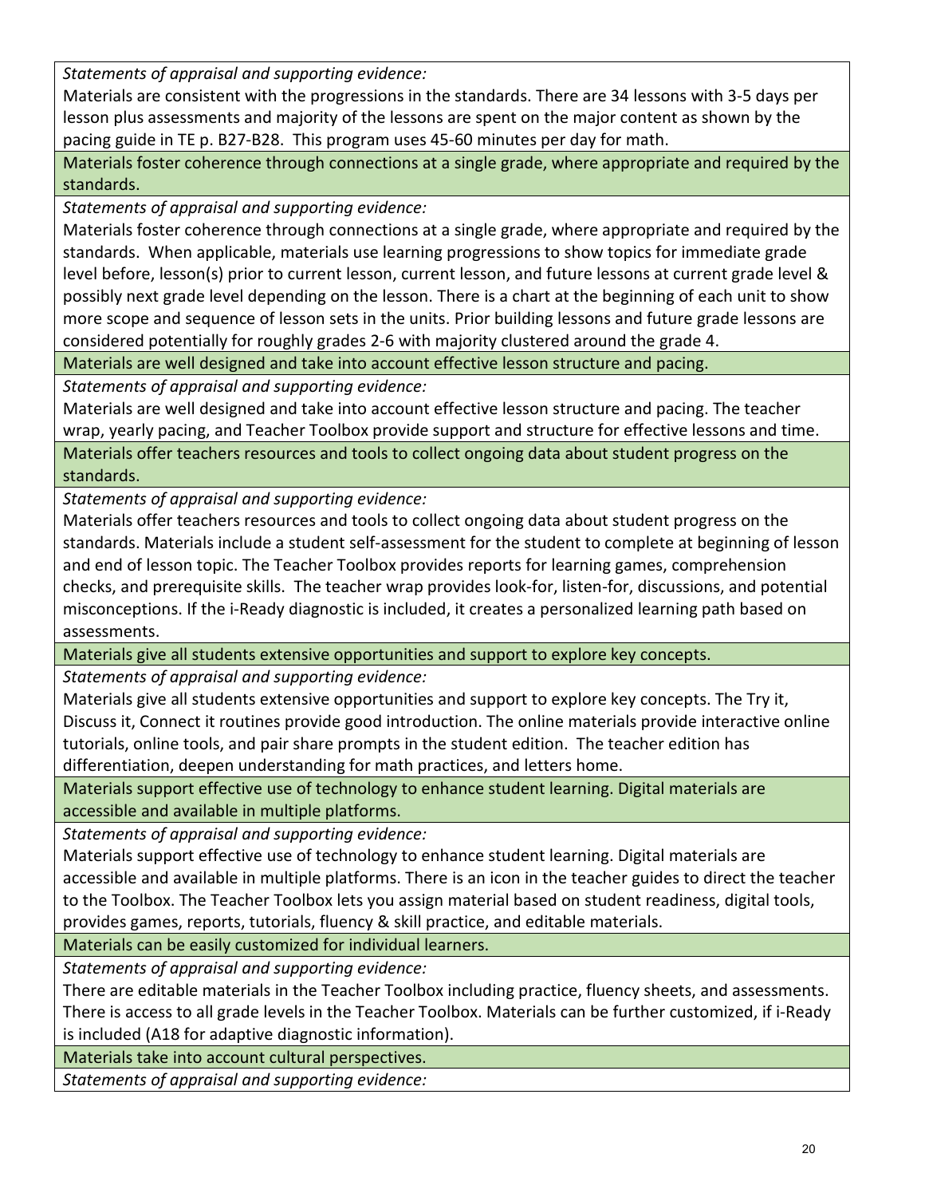*Statements of appraisal and supporting evidence:*

Materials are consistent with the progressions in the standards. There are 34 lessons with 3-5 days per lesson plus assessments and majority of the lessons are spent on the major content as shown by the pacing guide in TE p. B27-B28. This program uses 45-60 minutes per day for math.

**Materials foster coherence through connections at a single grade, where appropriate and required by the standards.**

*Statements of appraisal and supporting evidence:*

Materials foster coherence through connections at a single grade, where appropriate and required by the standards. When applicable, materials use learning progressions to show topics for immediate grade level before, lesson(s) prior to current lesson, current lesson, and future lessons at current grade level & possibly next grade level depending on the lesson. There is a chart at the beginning of each unit to show more scope and sequence of lesson sets in the units. Prior building lessons and future grade lessons are considered potentially for roughly grades 2-6 with majority clustered around the grade 4.

**Materials are well designed and take into account effective lesson structure and pacing.**

*Statements of appraisal and supporting evidence:*

Materials are well designed and take into account effective lesson structure and pacing. The teacher wrap, yearly pacing, and Teacher Toolbox provide support and structure for effective lessons and time.

**Materials offer teachers resources and tools to collect ongoing data about student progress on the standards.**

*Statements of appraisal and supporting evidence:*

Materials offer teachers resources and tools to collect ongoing data about student progress on the standards. Materials include a student self-assessment for the student to complete at beginning of lesson and end of lesson topic. The Teacher Toolbox provides reports for learning games, comprehension checks, and prerequisite skills. The teacher wrap provides look-for, listen-for, discussions, and potential misconceptions. If the i-Ready diagnostic is included, it creates a personalized learning path based on assessments.

**Materials give all students extensive opportunities and support to explore key concepts.**

*Statements of appraisal and supporting evidence:*

Materials give all students extensive opportunities and support to explore key concepts. The Try it, Discuss it, Connect it routines provide good introduction. The online materials provide interactive online tutorials, online tools, and pair share prompts in the student edition. The teacher edition has differentiation, deepen understanding for math practices, and letters home.

**Materials support effective use of technology to enhance student learning. Digital materials are accessible and available in multiple platforms.**

*Statements of appraisal and supporting evidence:*

Materials support effective use of technology to enhance student learning. Digital materials are accessible and available in multiple platforms. There is an icon in the teacher guides to direct the teacher to the Toolbox. The Teacher Toolbox lets you assign material based on student readiness, digital tools, provides games, reports, tutorials, fluency & skill practice, and editable materials.

**Materials can be easily customized for individual learners.**

*Statements of appraisal and supporting evidence:*

There are editable materials in the Teacher Toolbox including practice, fluency sheets, and assessments. There is access to all grade levels in the Teacher Toolbox. Materials can be further customized, if i-Ready is included (A18 for adaptive diagnostic information).

**Materials take into account cultural perspectives.**

*Statements of appraisal and supporting evidence:*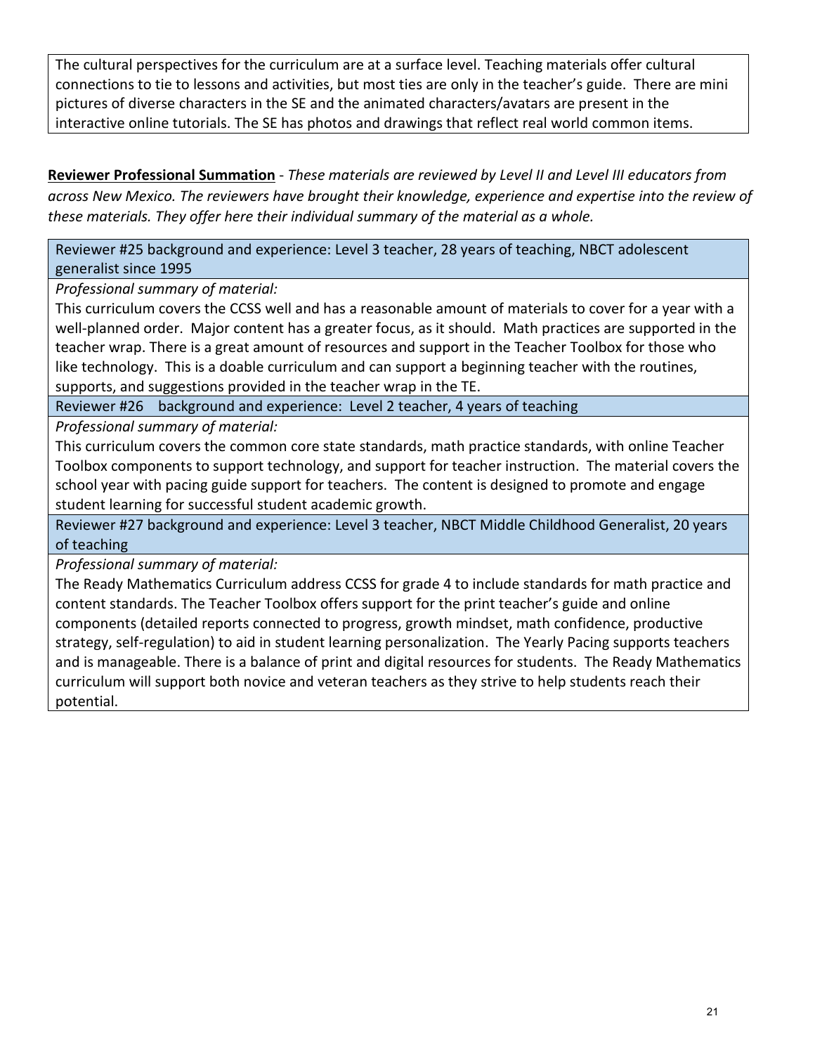The cultural perspectives for the curriculum are at a surface level. Teaching materials offer cultural connections to tie to lessons and activities, but most ties are only in the teacher's guide. There are mini pictures of diverse characters in the SE and the animated characters/avatars are present in the interactive online tutorials. The SE has photos and drawings that reflect real world common items.

**Reviewer Professional Summation** - *These materials are reviewed by Level II and Level III educators from across New Mexico. The reviewers have brought their knowledge, experience and expertise into the review of these materials. They offer here their individual summary of the material as a whole.*

Reviewer #25 background and experience: Level 3 teacher, 28 years of teaching, NBCT adolescent generalist since 1995

*Professional summary of material:*

This curriculum covers the CCSS well and has a reasonable amount of materials to cover for a year with a well-planned order. Major content has a greater focus, as it should. Math practices are supported in the teacher wrap. There is a great amount of resources and support in the Teacher Toolbox for those who like technology. This is a doable curriculum and can support a beginning teacher with the routines, supports, and suggestions provided in the teacher wrap in the TE.

Reviewer #26 background and experience: Level 2 teacher, 4 years of teaching

*Professional summary of material:*

This curriculum covers the common core state standards, math practice standards, with online Teacher Toolbox components to support technology, and support for teacher instruction. The material covers the school year with pacing guide support for teachers. The content is designed to promote and engage student learning for successful student academic growth.

Reviewer #27 background and experience: Level 3 teacher, NBCT Middle Childhood Generalist, 20 years of teaching

*Professional summary of material:*

The Ready Mathematics Curriculum address CCSS for grade 4 to include standards for math practice and content standards. The Teacher Toolbox offers support for the print teacher's guide and online components (detailed reports connected to progress, growth mindset, math confidence, productive strategy, self-regulation) to aid in student learning personalization. The Yearly Pacing supports teachers and is manageable. There is a balance of print and digital resources for students. The Ready Mathematics curriculum will support both novice and veteran teachers as they strive to help students reach their potential.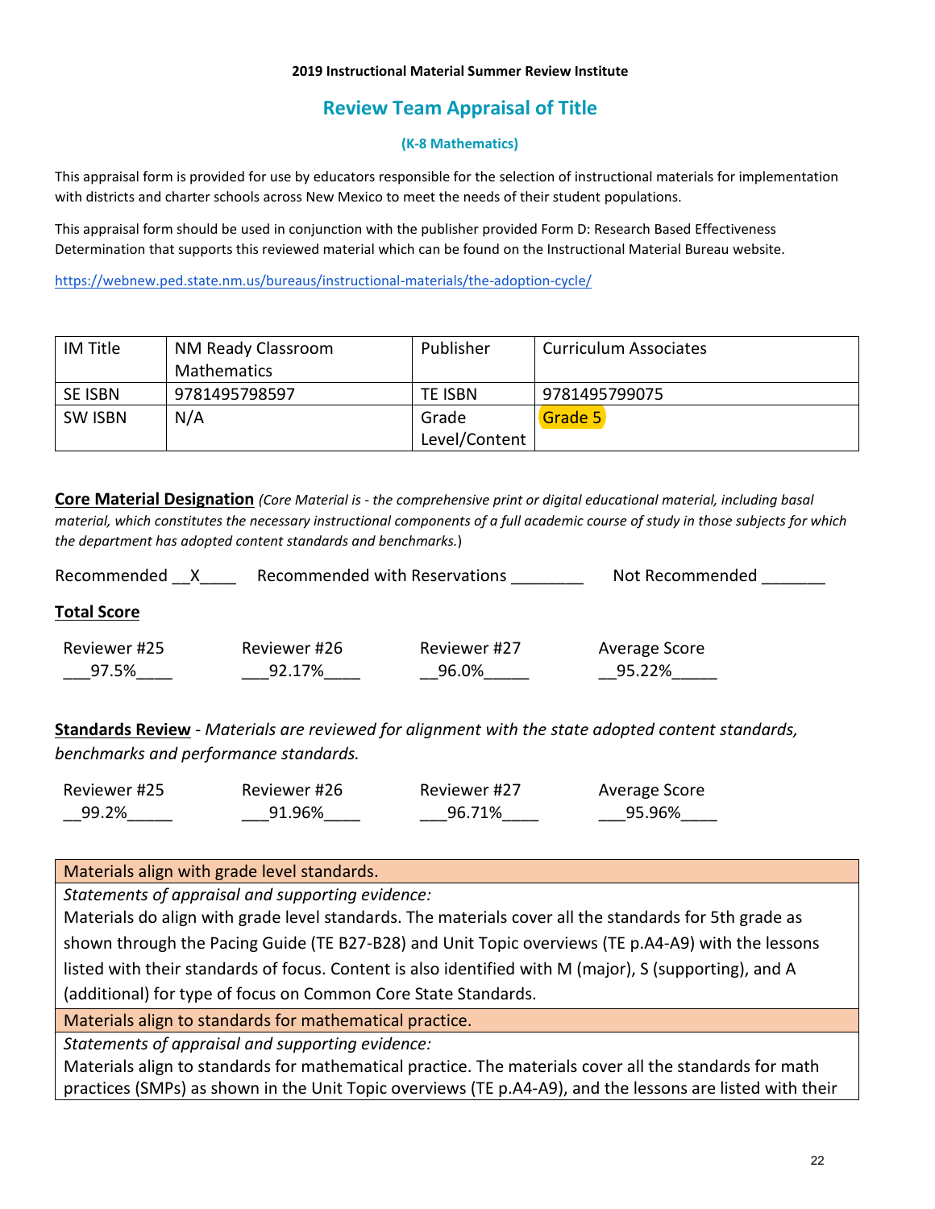**2019 Instructional Material Summer Review Institute**

## Review Team Appraisal of Title

### (K-8 Mathematics)

This appraisal form is provided for use by educators responsible for the selection of instructional materials for implementation with districts and charter schools across New Mexico to meet the needs of their student populations.

This appraisal form should be used in conjunction with the publisher provided Form D: Research Based Effectiveness Determination that supports this reviewed material which can be found on the Instructional Material Bureau website.

https://webnew.ped.state.nm.us/bureaus/instructional-materials/the-adoption-cycle/

| IM Title | NM Ready Classroom Mathematics | Publisher | Curriculum Associates |
|---|---|---|---|
| SE ISBN | 9781495798597 | TE ISBN | 9781495799075 |
| SW ISBN | N/A | Grade Level/Content | Grade 5 |

**Core Material Designation** *(Core Material is - the comprehensive print or digital educational material, including basal material, which constitutes the necessary instructional components of a full academic course of study in those subjects for which the department has adopted content standards and benchmarks.*)

Recommended __X____ Recommended with Reservations ________ Not Recommended _______

**Total Score**

| Reviewer #25 | Reviewer #26 | Reviewer #27 | Average Score |
|---|---|---|---|
| ___97.5%____ | ___92.17%____ | __96.0%_____ | __95.22%_____ |

**Standards Review** - *Materials are reviewed for alignment with the state adopted content standards, benchmarks and performance standards.*

| Reviewer #25 | Reviewer #26 | Reviewer #27 | Average Score |
|---|---|---|---|
| __99.2%_____ | ___91.96%____ | ___96.71%____ | ___95.96%____ |

| Materials align with grade level standards. |
|---|
| *Statements of appraisal and supporting evidence:* <br> Materials do align with grade level standards. The materials cover all the standards for 5th grade as shown through the Pacing Guide (TE B27-B28) and Unit Topic overviews (TE p.A4-A9) with the lessons listed with their standards of focus. Content is also identified with M (major), S (supporting), and A (additional) for type of focus on Common Core State Standards. |
| Materials align to standards for mathematical practice. |
| *Statements of appraisal and supporting evidence:* <br> Materials align to standards for mathematical practice. The materials cover all the standards for math practices (SMPs) as shown in the Unit Topic overviews (TE p.A4-A9), and the lessons are listed with their |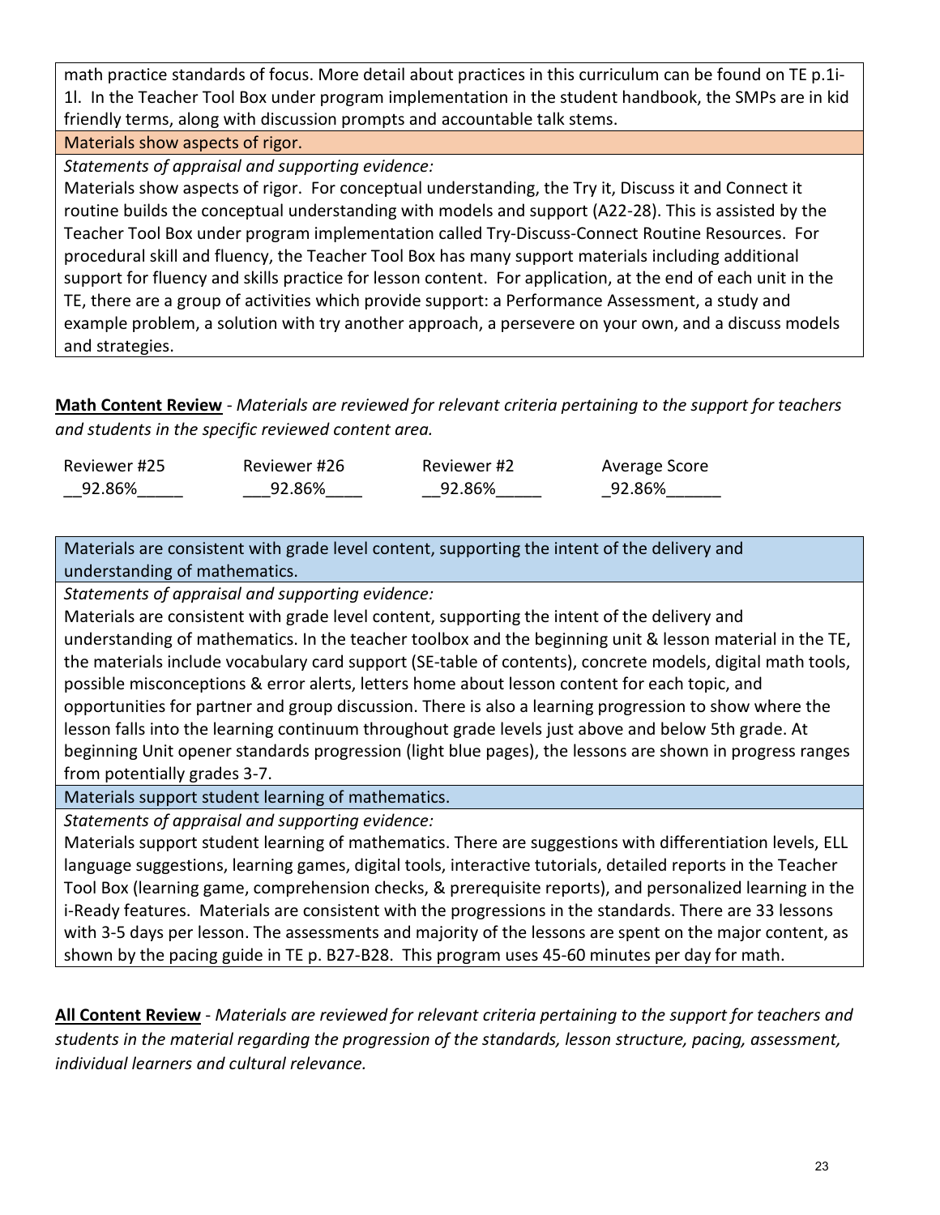math practice standards of focus. More detail about practices in this curriculum can be found on TE p.1i-1l. In the Teacher Tool Box under program implementation in the student handbook, the SMPs are in kid friendly terms, along with discussion prompts and accountable talk stems.

**Materials show aspects of rigor.**

*Statements of appraisal and supporting evidence:*

Materials show aspects of rigor. For conceptual understanding, the Try it, Discuss it and Connect it routine builds the conceptual understanding with models and support (A22-28). This is assisted by the Teacher Tool Box under program implementation called Try-Discuss-Connect Routine Resources. For procedural skill and fluency, the Teacher Tool Box has many support materials including additional support for fluency and skills practice for lesson content. For application, at the end of each unit in the TE, there are a group of activities which provide support: a Performance Assessment, a study and example problem, a solution with try another approach, a persevere on your own, and a discuss models and strategies.

**Math Content Review** - *Materials are reviewed for relevant criteria pertaining to the support for teachers and students in the specific reviewed content area.*

| Reviewer #25 | Reviewer #26 | Reviewer #2 | Average Score |
|---|---|---|---|
| 92.86% | 92.86% | 92.86% | 92.86% |

**Materials are consistent with grade level content, supporting the intent of the delivery and understanding of mathematics.**

*Statements of appraisal and supporting evidence:*

Materials are consistent with grade level content, supporting the intent of the delivery and understanding of mathematics. In the teacher toolbox and the beginning unit & lesson material in the TE, the materials include vocabulary card support (SE-table of contents), concrete models, digital math tools, possible misconceptions & error alerts, letters home about lesson content for each topic, and opportunities for partner and group discussion. There is also a learning progression to show where the lesson falls into the learning continuum throughout grade levels just above and below 5th grade. At beginning Unit opener standards progression (light blue pages), the lessons are shown in progress ranges from potentially grades 3-7.

**Materials support student learning of mathematics.**

*Statements of appraisal and supporting evidence:*

Materials support student learning of mathematics. There are suggestions with differentiation levels, ELL language suggestions, learning games, digital tools, interactive tutorials, detailed reports in the Teacher Tool Box (learning game, comprehension checks, & prerequisite reports), and personalized learning in the i-Ready features. Materials are consistent with the progressions in the standards. There are 33 lessons with 3-5 days per lesson. The assessments and majority of the lessons are spent on the major content, as shown by the pacing guide in TE p. B27-B28. This program uses 45-60 minutes per day for math.

**All Content Review** - *Materials are reviewed for relevant criteria pertaining to the support for teachers and students in the material regarding the progression of the standards, lesson structure, pacing, assessment, individual learners and cultural relevance.*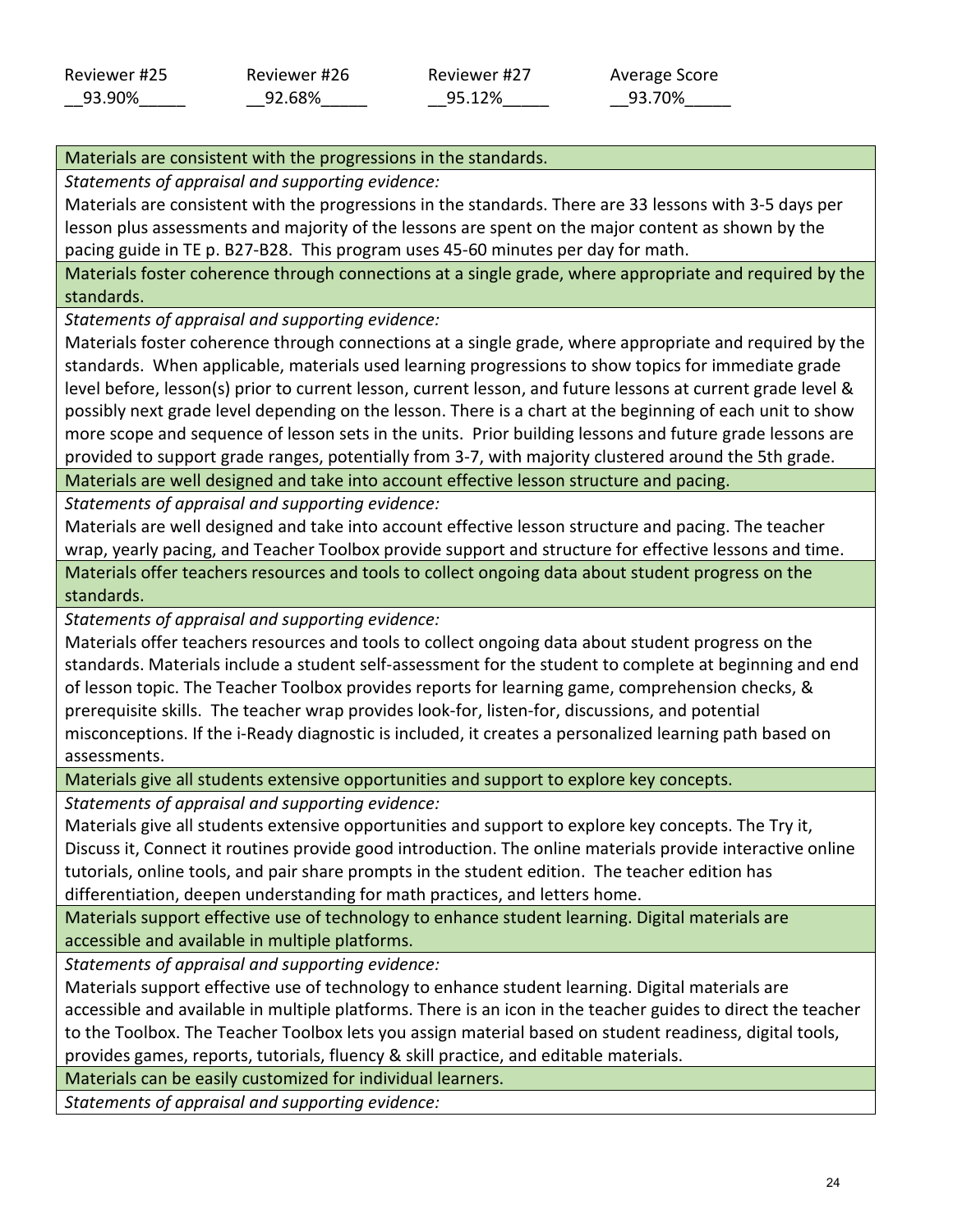| Reviewer #25 | Reviewer #26 | Reviewer #27 | Average Score |
|---|---|---|---|
| __93.90%_____ | __92.68%_____ | __95.12%_____ | __93.70%_____ |

| Materials are consistent with the progressions in the standards. |
|---|
| *Statements of appraisal and supporting evidence:* |
| Materials are consistent with the progressions in the standards. There are 33 lessons with 3-5 days per lesson plus assessments and majority of the lessons are spent on the major content as shown by the pacing guide in TE p. B27-B28. This program uses 45-60 minutes per day for math. |
| Materials foster coherence through connections at a single grade, where appropriate and required by the standards. |
| *Statements of appraisal and supporting evidence:* |
| Materials foster coherence through connections at a single grade, where appropriate and required by the standards. When applicable, materials used learning progressions to show topics for immediate grade level before, lesson(s) prior to current lesson, current lesson, and future lessons at current grade level & possibly next grade level depending on the lesson. There is a chart at the beginning of each unit to show more scope and sequence of lesson sets in the units. Prior building lessons and future grade lessons are provided to support grade ranges, potentially from 3-7, with majority clustered around the 5th grade. |
| Materials are well designed and take into account effective lesson structure and pacing. |
| *Statements of appraisal and supporting evidence:* |
| Materials are well designed and take into account effective lesson structure and pacing. The teacher wrap, yearly pacing, and Teacher Toolbox provide support and structure for effective lessons and time. |
| Materials offer teachers resources and tools to collect ongoing data about student progress on the standards. |
| *Statements of appraisal and supporting evidence:* |
| Materials offer teachers resources and tools to collect ongoing data about student progress on the standards. Materials include a student self-assessment for the student to complete at beginning and end of lesson topic. The Teacher Toolbox provides reports for learning game, comprehension checks, & prerequisite skills. The teacher wrap provides look-for, listen-for, discussions, and potential misconceptions. If the i-Ready diagnostic is included, it creates a personalized learning path based on assessments. |
| Materials give all students extensive opportunities and support to explore key concepts. |
| *Statements of appraisal and supporting evidence:* |
| Materials give all students extensive opportunities and support to explore key concepts. The Try it, Discuss it, Connect it routines provide good introduction. The online materials provide interactive online tutorials, online tools, and pair share prompts in the student edition. The teacher edition has differentiation, deepen understanding for math practices, and letters home. |
| Materials support effective use of technology to enhance student learning. Digital materials are accessible and available in multiple platforms. |
| *Statements of appraisal and supporting evidence:* |
| Materials support effective use of technology to enhance student learning. Digital materials are accessible and available in multiple platforms. There is an icon in the teacher guides to direct the teacher to the Toolbox. The Teacher Toolbox lets you assign material based on student readiness, digital tools, provides games, reports, tutorials, fluency & skill practice, and editable materials. |
| Materials can be easily customized for individual learners. |
| *Statements of appraisal and supporting evidence:* |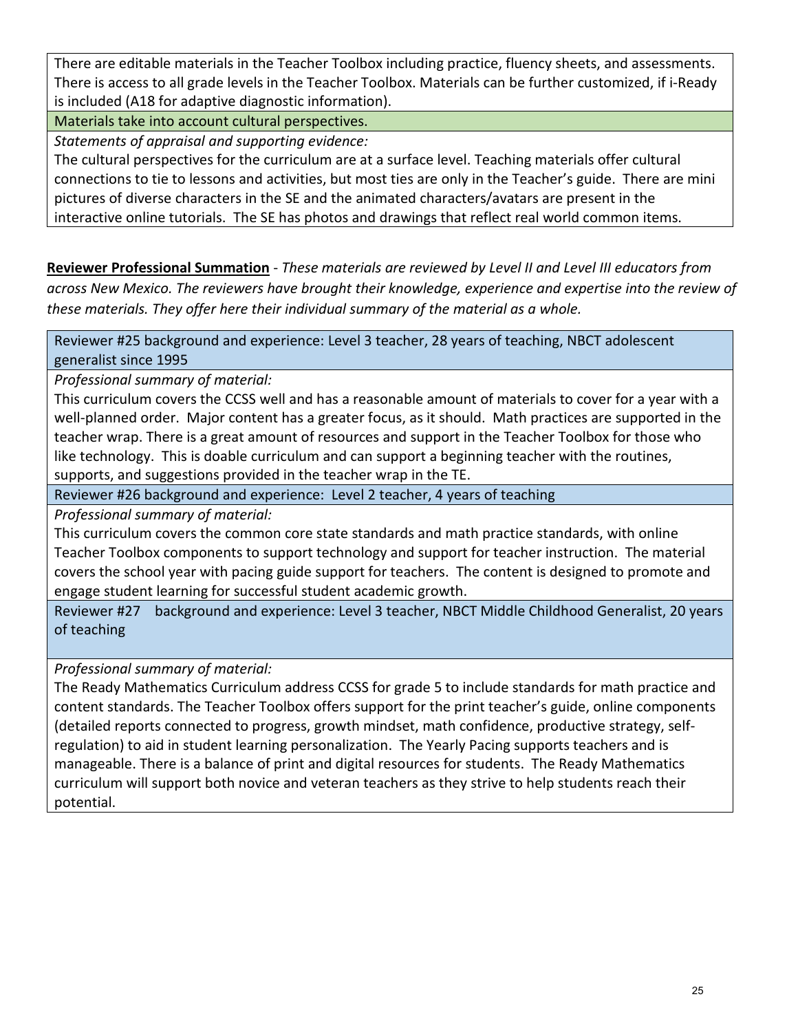There are editable materials in the Teacher Toolbox including practice, fluency sheets, and assessments. There is access to all grade levels in the Teacher Toolbox. Materials can be further customized, if i-Ready is included (A18 for adaptive diagnostic information).

**Materials take into account cultural perspectives.**

*Statements of appraisal and supporting evidence:*

The cultural perspectives for the curriculum are at a surface level. Teaching materials offer cultural connections to tie to lessons and activities, but most ties are only in the Teacher's guide. There are mini pictures of diverse characters in the SE and the animated characters/avatars are present in the interactive online tutorials. The SE has photos and drawings that reflect real world common items.

**Reviewer Professional Summation** - *These materials are reviewed by Level II and Level III educators from across New Mexico. The reviewers have brought their knowledge, experience and expertise into the review of these materials. They offer here their individual summary of the material as a whole.*

Reviewer #25 background and experience: Level 3 teacher, 28 years of teaching, NBCT adolescent generalist since 1995

*Professional summary of material:*

This curriculum covers the CCSS well and has a reasonable amount of materials to cover for a year with a well-planned order. Major content has a greater focus, as it should. Math practices are supported in the teacher wrap. There is a great amount of resources and support in the Teacher Toolbox for those who like technology. This is doable curriculum and can support a beginning teacher with the routines, supports, and suggestions provided in the teacher wrap in the TE.

Reviewer #26 background and experience: Level 2 teacher, 4 years of teaching

*Professional summary of material:*

This curriculum covers the common core state standards and math practice standards, with online Teacher Toolbox components to support technology and support for teacher instruction. The material covers the school year with pacing guide support for teachers. The content is designed to promote and engage student learning for successful student academic growth.

Reviewer #27 background and experience: Level 3 teacher, NBCT Middle Childhood Generalist, 20 years of teaching

*Professional summary of material:*

The Ready Mathematics Curriculum address CCSS for grade 5 to include standards for math practice and content standards. The Teacher Toolbox offers support for the print teacher's guide, online components (detailed reports connected to progress, growth mindset, math confidence, productive strategy, self-regulation) to aid in student learning personalization. The Yearly Pacing supports teachers and is manageable. There is a balance of print and digital resources for students. The Ready Mathematics curriculum will support both novice and veteran teachers as they strive to help students reach their potential.